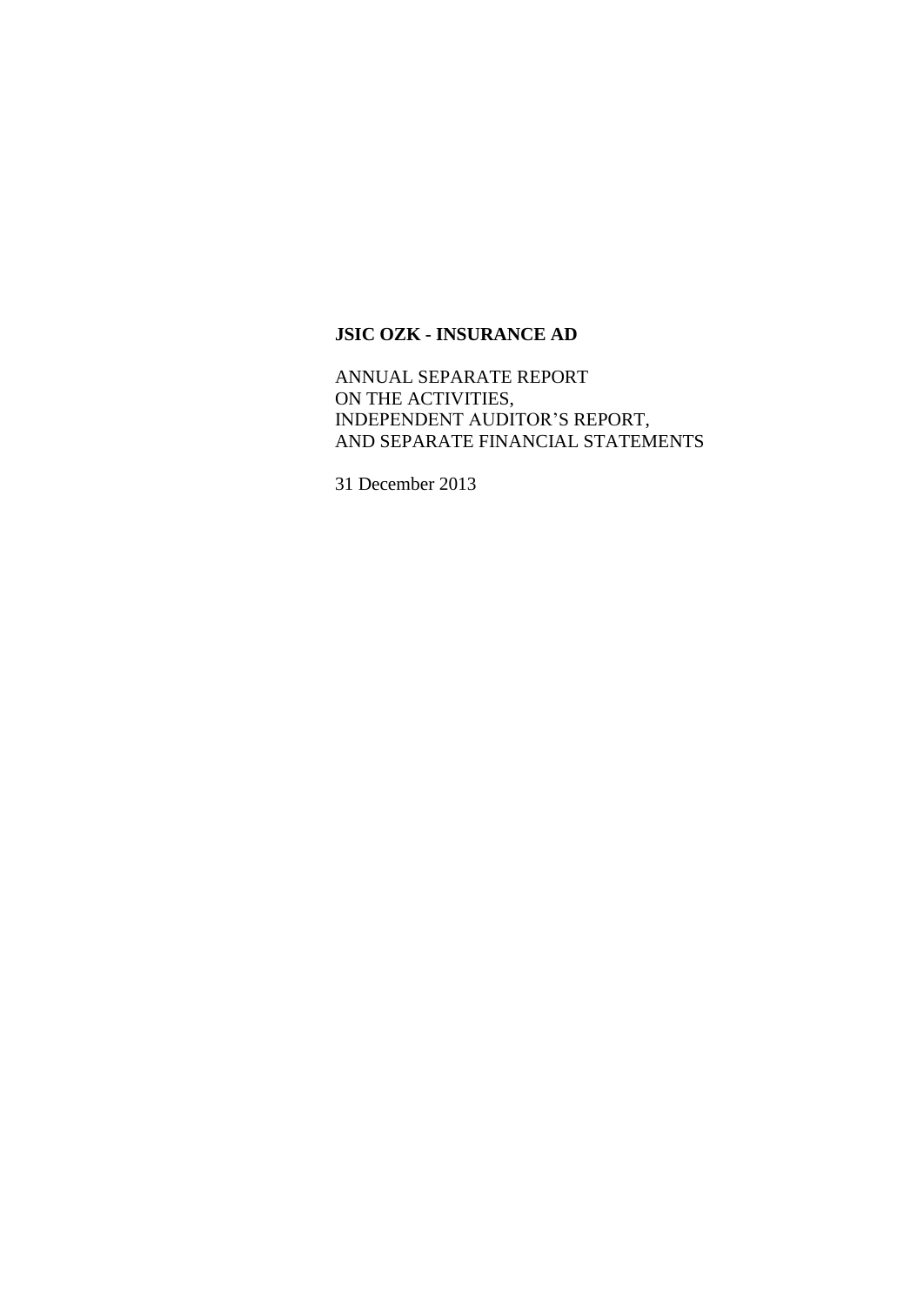# JSIC OZK - INSURANCE AD

ANNUAL SEPARATE REPORT
ON THE ACTIVITIES,
INDEPENDENT AUDITOR'S REPORT,
AND SEPARATE FINANCIAL STATEMENTS

31 December 2013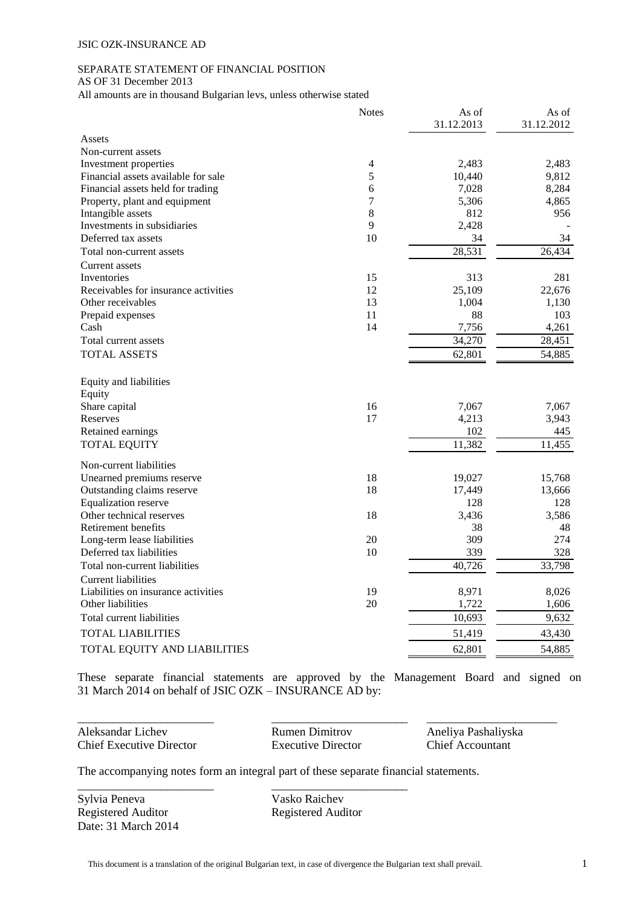JSIC OZK-INSURANCE AD

SEPARATE STATEMENT OF FINANCIAL POSITION
AS OF 31 December 2013
All amounts are in thousand Bulgarian levs, unless otherwise stated

| | Notes | As of 31.12.2013 | As of 31.12.2012 |
|---|---|---|---|
| Assets | | | |
| Non-current assets | | | |
| Investment properties | 4 | 2,483 | 2,483 |
| Financial assets available for sale | 5 | 10,440 | 9,812 |
| Financial assets held for trading | 6 | 7,028 | 8,284 |
| Property, plant and equipment | 7 | 5,306 | 4,865 |
| Intangible assets | 8 | 812 | 956 |
| Investments in subsidiaries | 9 | 2,428 | - |
| Deferred tax assets | 10 | 34 | 34 |
| Total non-current assets | | 28,531 | 26,434 |
| Current assets | | | |
| Inventories | 15 | 313 | 281 |
| Receivables for insurance activities | 12 | 25,109 | 22,676 |
| Other receivables | 13 | 1,004 | 1,130 |
| Prepaid expenses | 11 | 88 | 103 |
| Cash | 14 | 7,756 | 4,261 |
| Total current assets | | 34,270 | 28,451 |
| TOTAL ASSETS | | 62,801 | 54,885 |
| Equity and liabilities | | | |
| Equity | | | |
| Share capital | 16 | 7,067 | 7,067 |
| Reserves | 17 | 4,213 | 3,943 |
| Retained earnings | | 102 | 445 |
| TOTAL EQUITY | | 11,382 | 11,455 |
| Non-current liabilities | | | |
| Unearned premiums reserve | 18 | 19,027 | 15,768 |
| Outstanding claims reserve | 18 | 17,449 | 13,666 |
| Equalization reserve | | 128 | 128 |
| Other technical reserves | 18 | 3,436 | 3,586 |
| Retirement benefits | | 38 | 48 |
| Long-term lease liabilities | 20 | 309 | 274 |
| Deferred tax liabilities | 10 | 339 | 328 |
| Total non-current liabilities | | 40,726 | 33,798 |
| Current liabilities | | | |
| Liabilities on insurance activities | 19 | 8,971 | 8,026 |
| Other liabilities | 20 | 1,722 | 1,606 |
| Total current liabilities | | 10,693 | 9,632 |
| TOTAL LIABILITIES | | 51,419 | 43,430 |
| TOTAL EQUITY AND LIABILITIES | | 62,801 | 54,885 |

These separate financial statements are approved by the Management Board and signed on 31 March 2014 on behalf of JSIC OZK – INSURANCE AD by:

| \_\_\_\_\_\_\_\_\_\_\_\_\_\_\_\_\_\_\_\_\_\_ | \_\_\_\_\_\_\_\_\_\_\_\_\_\_\_\_\_\_\_\_\_\_ | \_\_\_\_\_\_\_\_\_\_\_\_\_\_\_\_\_\_\_\_\_\_ |
|---|---|---|
| Aleksandar Lichev | Rumen Dimitrov | Aneliya Pashaliyska |
| Chief Executive Director | Executive Director | Chief Accountant |

The accompanying notes form an integral part of these separate financial statements.

| \_\_\_\_\_\_\_\_\_\_\_\_\_\_\_\_\_\_\_\_\_\_ | \_\_\_\_\_\_\_\_\_\_\_\_\_\_\_\_\_\_\_\_\_\_ |
|---|---|
| Sylvia Peneva | Vasko Raichev |
| Registered Auditor | Registered Auditor |
| Date: 31 March 2014 | |

This document is a translation of the original Bulgarian text, in case of divergence the Bulgarian text shall prevail.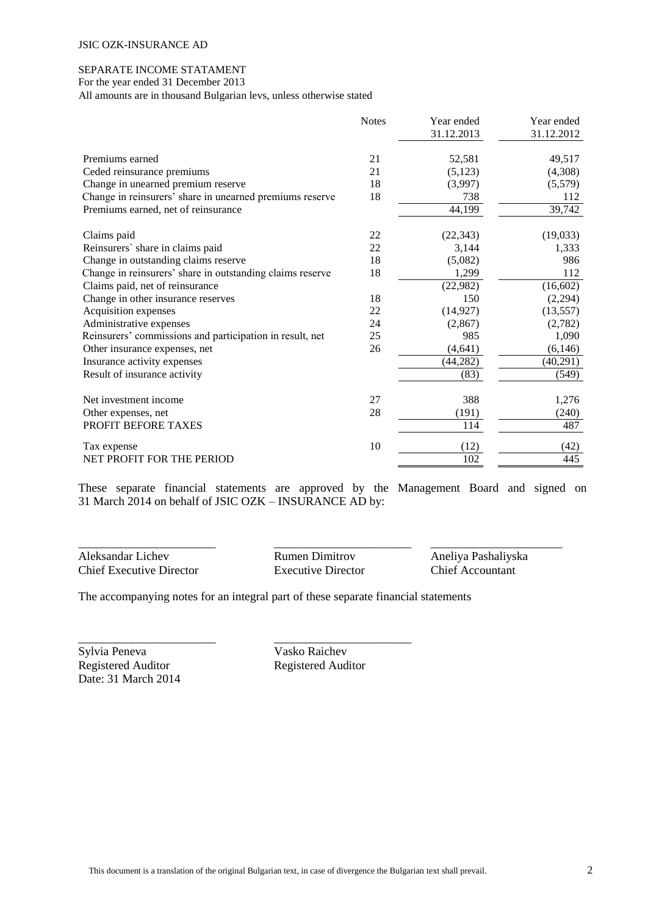JSIC OZK-INSURANCE AD

SEPARATE INCOME STATAMENT
For the year ended 31 December 2013
All amounts are in thousand Bulgarian levs, unless otherwise stated

| | Notes | Year ended 31.12.2013 | Year ended 31.12.2012 |
|---|---|---|---|
| Premiums earned | 21 | 52,581 | 49,517 |
| Ceded reinsurance premiums | 21 | (5,123) | (4,308) |
| Change in unearned premium reserve | 18 | (3,997) | (5,579) |
| Change in reinsurers' share in unearned premiums reserve | 18 | 738 | 112 |
| Premiums earned, net of reinsurance | | 44,199 | 39,742 |
| Claims paid | 22 | (22,343) | (19,033) |
| Reinsurers` share in claims paid | 22 | 3,144 | 1,333 |
| Change in outstanding claims reserve | 18 | (5,082) | 986 |
| Change in reinsurers' share in outstanding claims reserve | 18 | 1,299 | 112 |
| Claims paid, net of reinsurance | | (22,982) | (16,602) |
| Change in other insurance reserves | 18 | 150 | (2,294) |
| Acquisition expenses | 22 | (14,927) | (13,557) |
| Administrative expenses | 24 | (2,867) | (2,782) |
| Reinsurers' commissions and participation in result, net | 25 | 985 | 1,090 |
| Other insurance expenses, net | 26 | (4,641) | (6,146) |
| Insurance activity expenses | | (44,282) | (40,291) |
| Result of insurance activity | | (83) | (549) |
| Net investment income | 27 | 388 | 1,276 |
| Other expenses, net | 28 | (191) | (240) |
| PROFIT BEFORE TAXES | | 114 | 487 |
| Tax expense | 10 | (12) | (42) |
| NET PROFIT FOR THE PERIOD | | 102 | 445 |

These separate financial statements are approved by the Management Board and signed on 31 March 2014 on behalf of JSIC OZK – INSURANCE AD by:

| Aleksandar Lichev | Rumen Dimitrov | Aneliya Pashaliyska |
|---|---|---|
| Chief Executive Director | Executive Director | Chief Accountant |

The accompanying notes for an integral part of these separate financial statements

| Sylvia Peneva | Vasko Raichev |
|---|---|
| Registered Auditor | Registered Auditor |
| Date: 31 March 2014 | |

This document is a translation of the original Bulgarian text, in case of divergence the Bulgarian text shall prevail.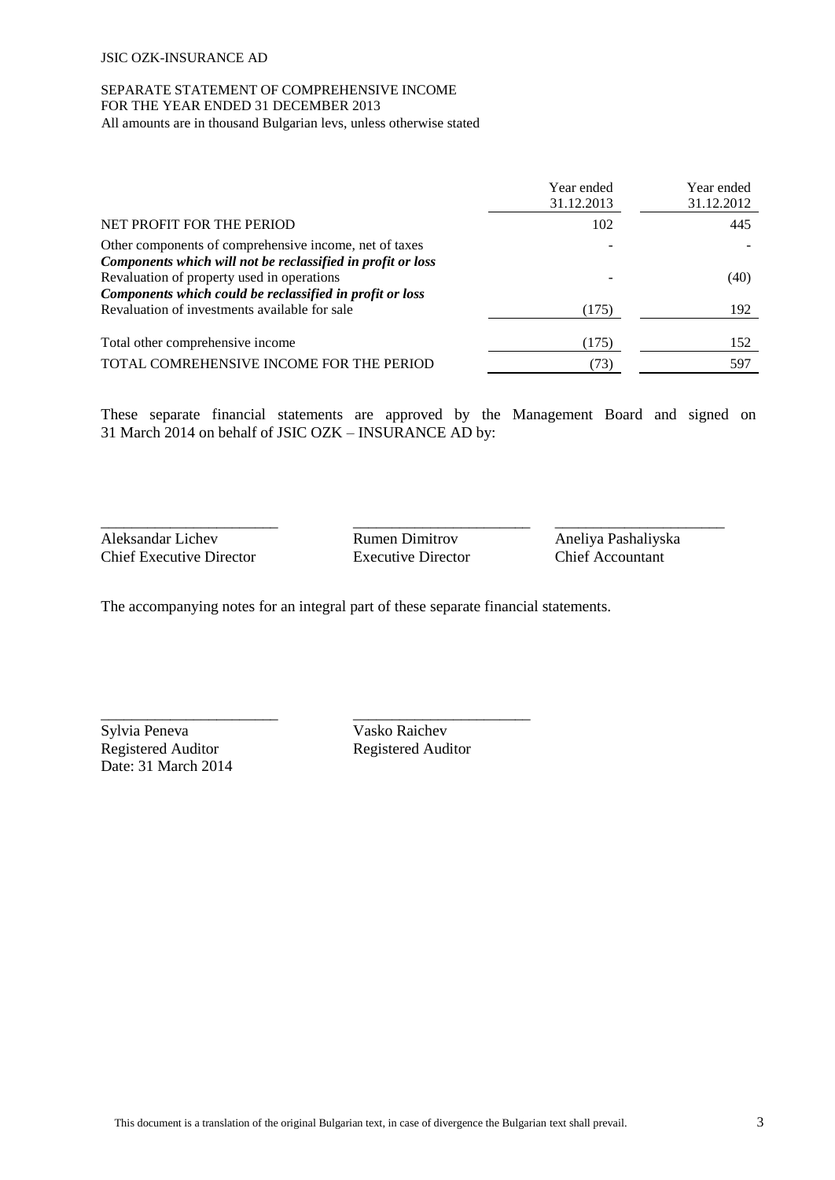JSIC OZK-INSURANCE AD

SEPARATE STATEMENT OF COMPREHENSIVE INCOME
FOR THE YEAR ENDED 31 DECEMBER 2013
All amounts are in thousand Bulgarian levs, unless otherwise stated

| | Year ended 31.12.2013 | Year ended 31.12.2012 |
|---|---|---|
| NET PROFIT FOR THE PERIOD | 102 | 445 |
| Other components of comprehensive income, net of taxes | - | - |
| ***Components which will not be reclassified in profit or loss*** | | |
| Revaluation of property used in operations | - | (40) |
| ***Components which could be reclassified in profit or loss*** | | |
| Revaluation of investments available for sale | (175) | 192 |
| Total other comprehensive income | (175) | 152 |
| TOTAL COMREHENSIVE INCOME FOR THE PERIOD | (73) | 597 |

These separate financial statements are approved by the Management Board and signed on 31 March 2014 on behalf of JSIC OZK – INSURANCE AD by:

| | | |
|---|---|---|
| Aleksandar Lichev | Rumen Dimitrov | Aneliya Pashaliyska |
| Chief Executive Director | Executive Director | Chief Accountant |

The accompanying notes for an integral part of these separate financial statements.

| | |
|---|---|
| Sylvia Peneva | Vasko Raichev |
| Registered Auditor | Registered Auditor |
| Date: 31 March 2014 | |

This document is a translation of the original Bulgarian text, in case of divergence the Bulgarian text shall prevail.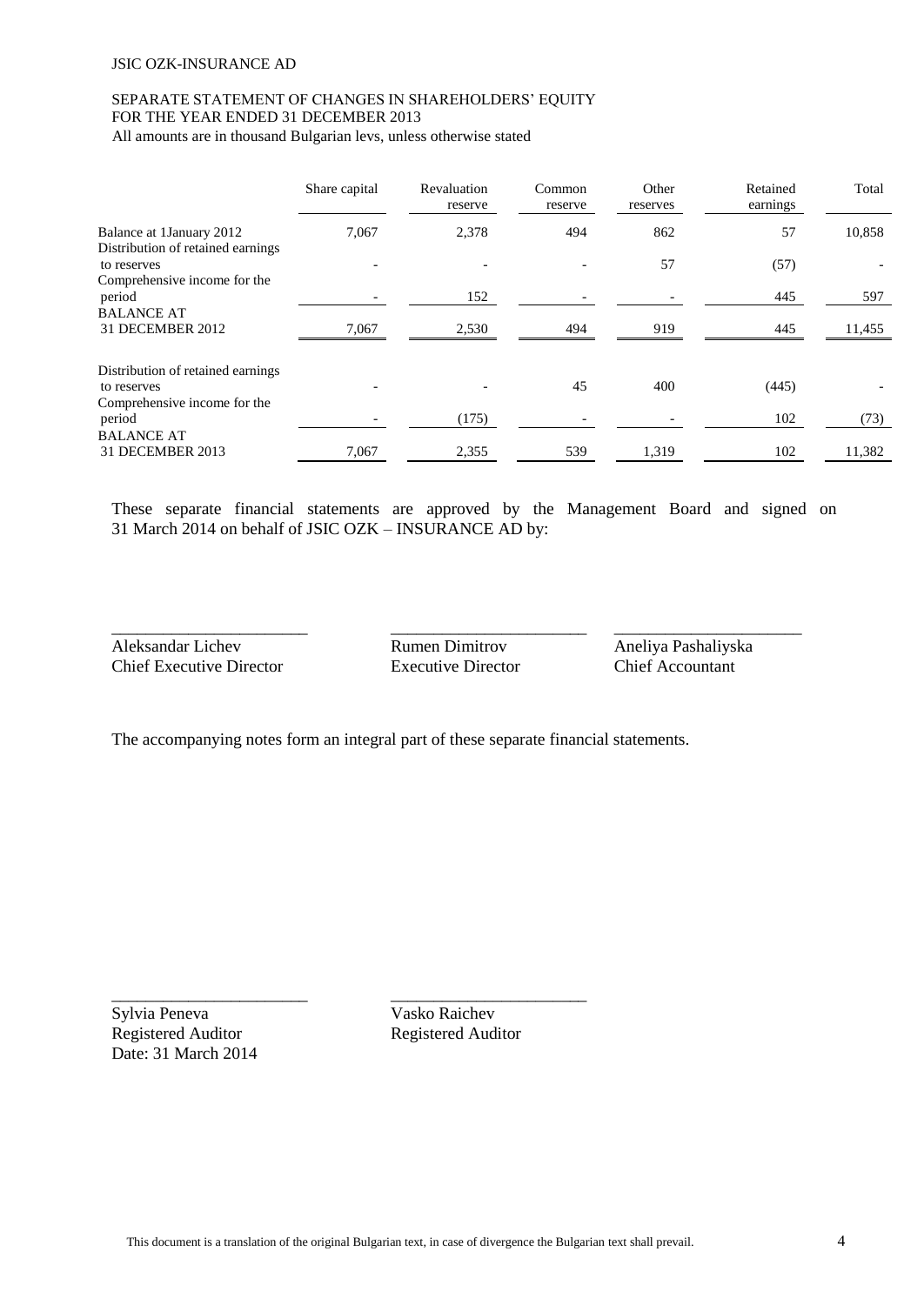JSIC OZK-INSURANCE AD

SEPARATE STATEMENT OF CHANGES IN SHAREHOLDERS' EQUITY
FOR THE YEAR ENDED 31 DECEMBER 2013
All amounts are in thousand Bulgarian levs, unless otherwise stated

| | Share capital | Revaluation reserve | Common reserve | Other reserves | Retained earnings | Total |
|---|---|---|---|---|---|---|
| Balance at 1January 2012 | 7,067 | 2,378 | 494 | 862 | 57 | 10,858 |
| Distribution of retained earnings to reserves | - | - | - | 57 | (57) | - |
| Comprehensive income for the period | - | 152 | - | - | 445 | 597 |
| BALANCE AT 31 DECEMBER 2012 | 7,067 | 2,530 | 494 | 919 | 445 | 11,455 |
| Distribution of retained earnings to reserves | - | - | 45 | 400 | (445) | - |
| Comprehensive income for the period | - | (175) | - | - | 102 | (73) |
| BALANCE AT 31 DECEMBER 2013 | 7,067 | 2,355 | 539 | 1,319 | 102 | 11,382 |

These separate financial statements are approved by the Management Board and signed on 31 March 2014 on behalf of JSIC OZK – INSURANCE AD by:

\_\_\_\_\_\_\_\_\_\_\_\_\_\_\_\_\_\_\_\_\_\_\_\_
Aleksandar Lichev
Chief Executive Director

\_\_\_\_\_\_\_\_\_\_\_\_\_\_\_\_\_\_\_\_\_\_\_\_
Rumen Dimitrov
Executive Director

\_\_\_\_\_\_\_\_\_\_\_\_\_\_\_\_\_\_\_\_\_\_\_\_
Aneliya Pashaliyska
Chief Accountant

The accompanying notes form an integral part of these separate financial statements.

\_\_\_\_\_\_\_\_\_\_\_\_\_\_\_\_\_\_\_\_\_\_\_\_
Sylvia Peneva
Registered Auditor
Date: 31 March 2014

\_\_\_\_\_\_\_\_\_\_\_\_\_\_\_\_\_\_\_\_\_\_\_\_
Vasko Raichev
Registered Auditor

This document is a translation of the original Bulgarian text, in case of divergence the Bulgarian text shall prevail.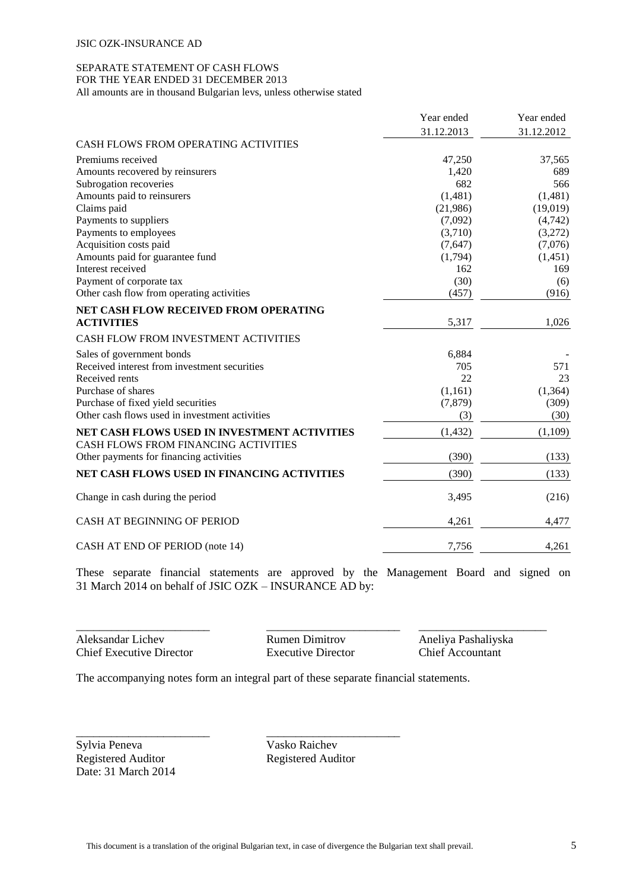JSIC OZK-INSURANCE AD

SEPARATE STATEMENT OF CASH FLOWS
FOR THE YEAR ENDED 31 DECEMBER 2013
All amounts are in thousand Bulgarian levs, unless otherwise stated

| | Year ended 31.12.2013 | Year ended 31.12.2012 |
|---|---|---|
| CASH FLOWS FROM OPERATING ACTIVITIES | | |
| Premiums received | 47,250 | 37,565 |
| Amounts recovered by reinsurers | 1,420 | 689 |
| Subrogation recoveries | 682 | 566 |
| Amounts paid to reinsurers | (1,481) | (1,481) |
| Claims paid | (21,986) | (19,019) |
| Payments to suppliers | (7,092) | (4,742) |
| Payments to employees | (3,710) | (3,272) |
| Acquisition costs paid | (7,647) | (7,076) |
| Amounts paid for guarantee fund | (1,794) | (1,451) |
| Interest received | 162 | 169 |
| Payment of corporate tax | (30) | (6) |
| Other cash flow from operating activities | (457) | (916) |
| **NET CASH FLOW RECEIVED FROM OPERATING ACTIVITIES** | 5,317 | 1,026 |
| CASH FLOW FROM INVESTMENT ACTIVITIES | | |
| Sales of government bonds | 6,884 | - |
| Received interest from investment securities | 705 | 571 |
| Received rents | 22 | 23 |
| Purchase of shares | (1,161) | (1,364) |
| Purchase of fixed yield securities | (7,879) | (309) |
| Other cash flows used in investment activities | (3) | (30) |
| **NET CASH FLOWS USED IN INVESTMENT ACTIVITIES** | (1,432) | (1,109) |
| CASH FLOWS FROM FINANCING ACTIVITIES | | |
| Other payments for financing activities | (390) | (133) |
| **NET CASH FLOWS USED IN FINANCING ACTIVITIES** | (390) | (133) |
| Change in cash during the period | 3,495 | (216) |
| CASH AT BEGINNING OF PERIOD | 4,261 | 4,477 |
| CASH AT END OF PERIOD (note 14) | 7,756 | 4,261 |

These separate financial statements are approved by the Management Board and signed on 31 March 2014 on behalf of JSIC OZK – INSURANCE AD by:

| _______________________ | _______________________ | _______________________ |
|---|---|---|
| Aleksandar Lichev | Rumen Dimitrov | Aneliya Pashaliyska |
| Chief Executive Director | Executive Director | Chief Accountant |

The accompanying notes form an integral part of these separate financial statements.

| _______________________ | _______________________ |
|---|---|
| Sylvia Peneva | Vasko Raichev |
| Registered Auditor | Registered Auditor |
| Date: 31 March 2014 | |

This document is a translation of the original Bulgarian text, in case of divergence the Bulgarian text shall prevail.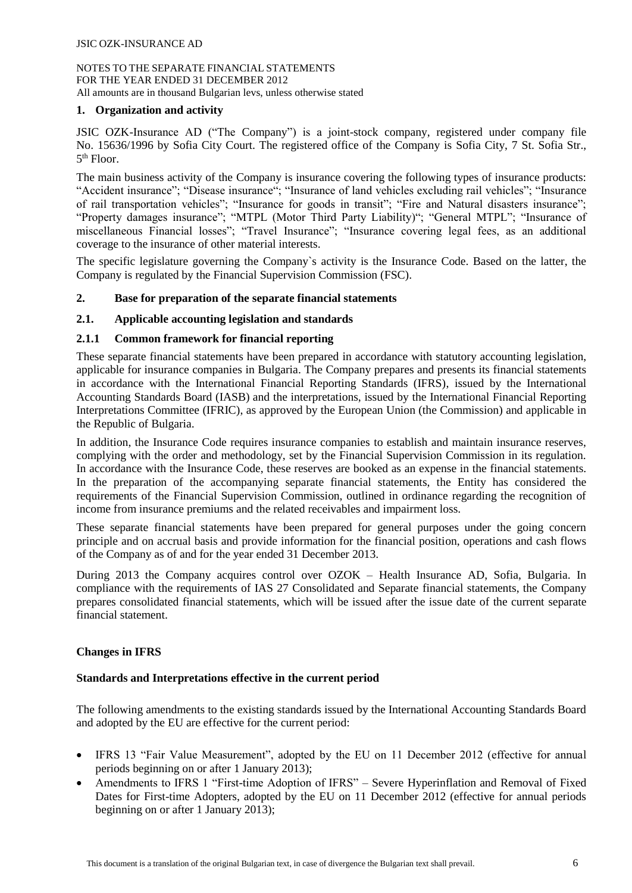NOTES TO THE SEPARATE FINANCIAL STATEMENTS
FOR THE YEAR ENDED 31 DECEMBER 2012
All amounts are in thousand Bulgarian levs, unless otherwise stated

## 1. Organization and activity

JSIC OZK-Insurance AD ("The Company") is a joint-stock company, registered under company file No. 15636/1996 by Sofia City Court. The registered office of the Company is Sofia City, 7 St. Sofia Str., 5th Floor.

The main business activity of the Company is insurance covering the following types of insurance products: "Accident insurance"; "Disease insurance"; "Insurance of land vehicles excluding rail vehicles"; "Insurance of rail transportation vehicles"; "Insurance for goods in transit"; "Fire and Natural disasters insurance"; "Property damages insurance"; "MTPL (Motor Third Party Liability)"; "General MTPL"; "Insurance of miscellaneous Financial losses"; "Travel Insurance"; "Insurance covering legal fees, as an additional coverage to the insurance of other material interests.

The specific legislature governing the Company`s activity is the Insurance Code. Based on the latter, the Company is regulated by the Financial Supervision Commission (FSC).

## 2. Base for preparation of the separate financial statements

### 2.1. Applicable accounting legislation and standards

#### 2.1.1 Common framework for financial reporting

These separate financial statements have been prepared in accordance with statutory accounting legislation, applicable for insurance companies in Bulgaria. The Company prepares and presents its financial statements in accordance with the International Financial Reporting Standards (IFRS), issued by the International Accounting Standards Board (IASB) and the interpretations, issued by the International Financial Reporting Interpretations Committee (IFRIC), as approved by the European Union (the Commission) and applicable in the Republic of Bulgaria.

In addition, the Insurance Code requires insurance companies to establish and maintain insurance reserves, complying with the order and methodology, set by the Financial Supervision Commission in its regulation. In accordance with the Insurance Code, these reserves are booked as an expense in the financial statements. In the preparation of the accompanying separate financial statements, the Entity has considered the requirements of the Financial Supervision Commission, outlined in ordinance regarding the recognition of income from insurance premiums and the related receivables and impairment loss.

These separate financial statements have been prepared for general purposes under the going concern principle and on accrual basis and provide information for the financial position, operations and cash flows of the Company as of and for the year ended 31 December 2013.

During 2013 the Company acquires control over OZOK – Health Insurance AD, Sofia, Bulgaria. In compliance with the requirements of IAS 27 Consolidated and Separate financial statements, the Company prepares consolidated financial statements, which will be issued after the issue date of the current separate financial statement.

**Changes in IFRS**

**Standards and Interpretations effective in the current period**

The following amendments to the existing standards issued by the International Accounting Standards Board and adopted by the EU are effective for the current period:

- IFRS 13 "Fair Value Measurement", adopted by the EU on 11 December 2012 (effective for annual periods beginning on or after 1 January 2013);
- Amendments to IFRS 1 "First-time Adoption of IFRS" – Severe Hyperinflation and Removal of Fixed Dates for First-time Adopters, adopted by the EU on 11 December 2012 (effective for annual periods beginning on or after 1 January 2013);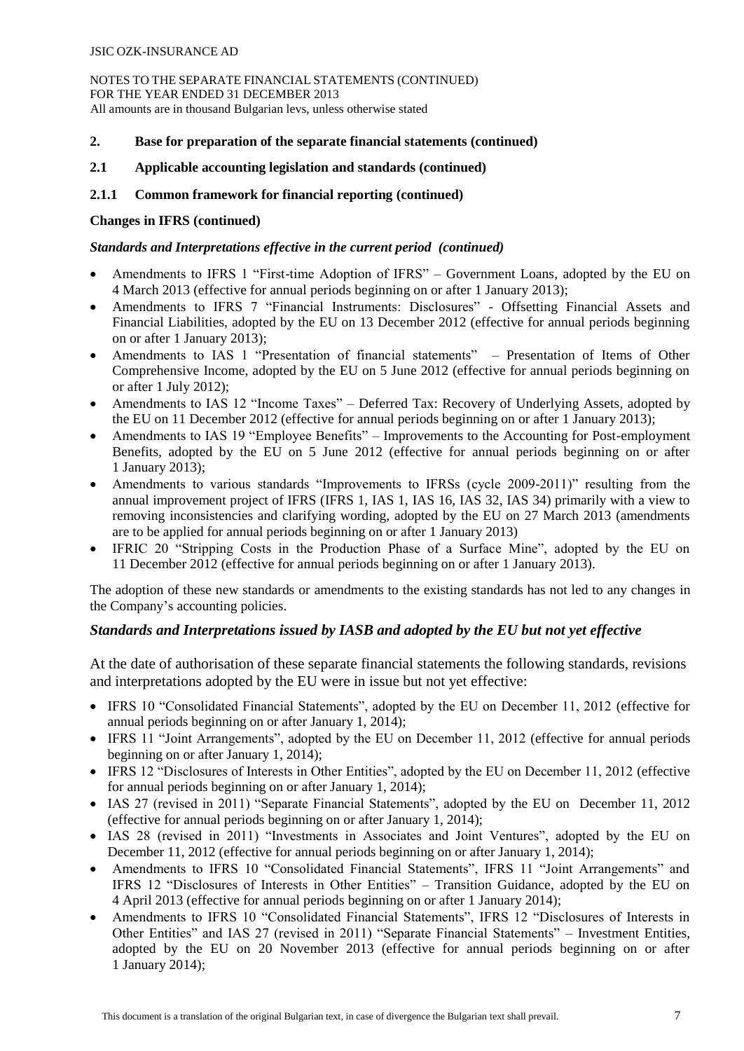## 2. Base for preparation of the separate financial statements (continued)

### 2.1 Applicable accounting legislation and standards (continued)

#### 2.1.1 Common framework for financial reporting (continued)

**Changes in IFRS (continued)**

***Standards and Interpretations effective in the current period (continued)***

- Amendments to IFRS 1 "First-time Adoption of IFRS" – Government Loans, adopted by the EU on 4 March 2013 (effective for annual periods beginning on or after 1 January 2013);
- Amendments to IFRS 7 "Financial Instruments: Disclosures" - Offsetting Financial Assets and Financial Liabilities, adopted by the EU on 13 December 2012 (effective for annual periods beginning on or after 1 January 2013);
- Amendments to IAS 1 "Presentation of financial statements" – Presentation of Items of Other Comprehensive Income, adopted by the EU on 5 June 2012 (effective for annual periods beginning on or after 1 July 2012);
- Amendments to IAS 12 "Income Taxes" – Deferred Tax: Recovery of Underlying Assets, adopted by the EU on 11 December 2012 (effective for annual periods beginning on or after 1 January 2013);
- Amendments to IAS 19 "Employee Benefits" – Improvements to the Accounting for Post-employment Benefits, adopted by the EU on 5 June 2012 (effective for annual periods beginning on or after 1 January 2013);
- Amendments to various standards "Improvements to IFRSs (cycle 2009-2011)" resulting from the annual improvement project of IFRS (IFRS 1, IAS 1, IAS 16, IAS 32, IAS 34) primarily with a view to removing inconsistencies and clarifying wording, adopted by the EU on 27 March 2013 (amendments are to be applied for annual periods beginning on or after 1 January 2013)
- IFRIC 20 "Stripping Costs in the Production Phase of a Surface Mine", adopted by the EU on 11 December 2012 (effective for annual periods beginning on or after 1 January 2013).

The adoption of these new standards or amendments to the existing standards has not led to any changes in the Company's accounting policies.

***Standards and Interpretations issued by IASB and adopted by the EU but not yet effective***

At the date of authorisation of these separate financial statements the following standards, revisions and interpretations adopted by the EU were in issue but not yet effective:

- IFRS 10 "Consolidated Financial Statements", adopted by the EU on December 11, 2012 (effective for annual periods beginning on or after January 1, 2014);
- IFRS 11 "Joint Arrangements", adopted by the EU on December 11, 2012 (effective for annual periods beginning on or after January 1, 2014);
- IFRS 12 "Disclosures of Interests in Other Entities", adopted by the EU on December 11, 2012 (effective for annual periods beginning on or after January 1, 2014);
- IAS 27 (revised in 2011) "Separate Financial Statements", adopted by the EU on December 11, 2012 (effective for annual periods beginning on or after January 1, 2014);
- IAS 28 (revised in 2011) "Investments in Associates and Joint Ventures", adopted by the EU on December 11, 2012 (effective for annual periods beginning on or after January 1, 2014);
- Amendments to IFRS 10 "Consolidated Financial Statements", IFRS 11 "Joint Arrangements" and IFRS 12 "Disclosures of Interests in Other Entities" – Transition Guidance, adopted by the EU on 4 April 2013 (effective for annual periods beginning on or after 1 January 2014);
- Amendments to IFRS 10 "Consolidated Financial Statements", IFRS 12 "Disclosures of Interests in Other Entities" and IAS 27 (revised in 2011) "Separate Financial Statements" – Investment Entities, adopted by the EU on 20 November 2013 (effective for annual periods beginning on or after 1 January 2014);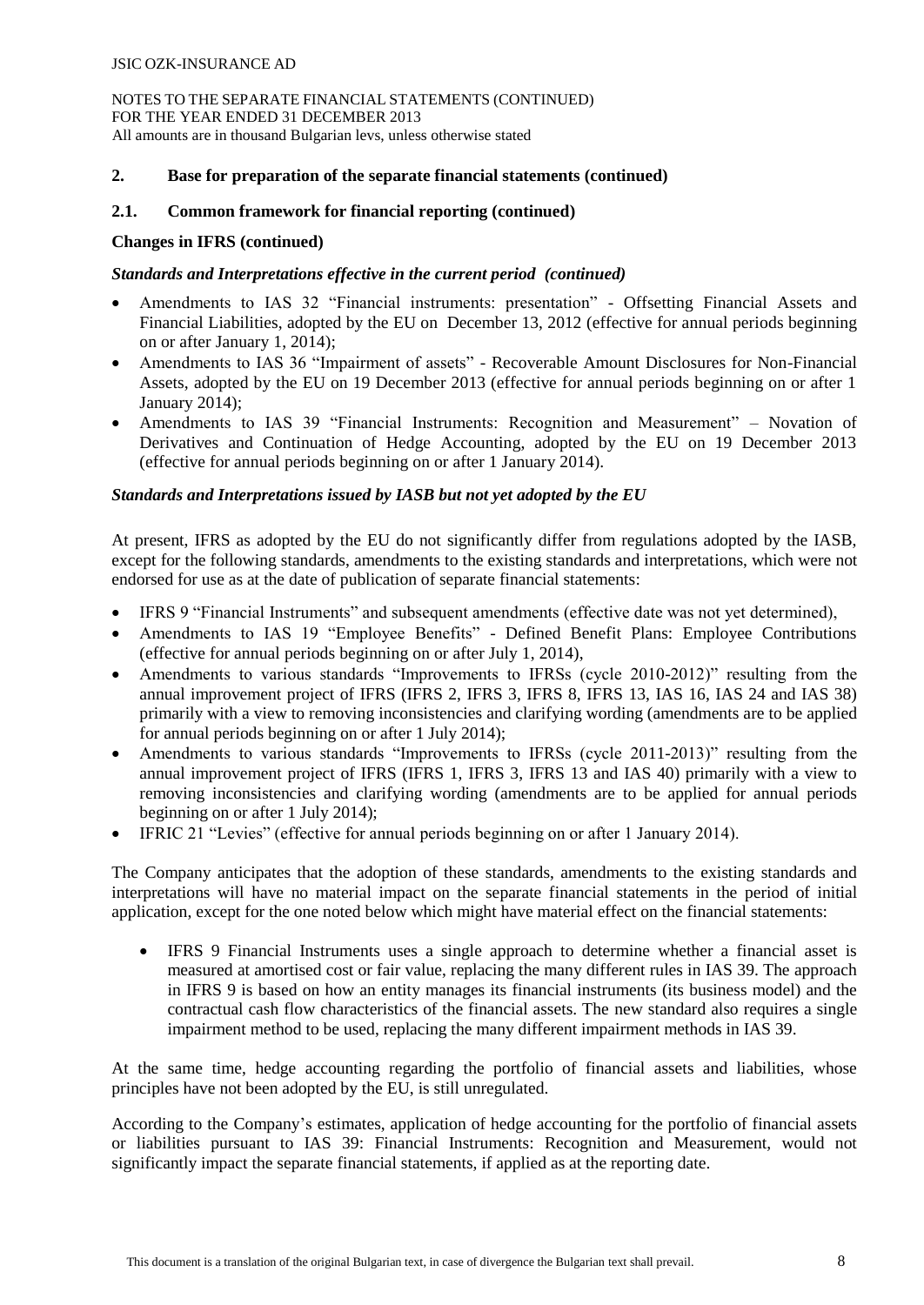## 2. Base for preparation of the separate financial statements (continued)

### 2.1. Common framework for financial reporting (continued)

**Changes in IFRS (continued)**

***Standards and Interpretations effective in the current period (continued)***

- Amendments to IAS 32 "Financial instruments: presentation" - Offsetting Financial Assets and Financial Liabilities, adopted by the EU on December 13, 2012 (effective for annual periods beginning on or after January 1, 2014);
- Amendments to IAS 36 "Impairment of assets" - Recoverable Amount Disclosures for Non-Financial Assets, adopted by the EU on 19 December 2013 (effective for annual periods beginning on or after 1 January 2014);
- Amendments to IAS 39 "Financial Instruments: Recognition and Measurement" – Novation of Derivatives and Continuation of Hedge Accounting, adopted by the EU on 19 December 2013 (effective for annual periods beginning on or after 1 January 2014).

***Standards and Interpretations issued by IASB but not yet adopted by the EU***

At present, IFRS as adopted by the EU do not significantly differ from regulations adopted by the IASB, except for the following standards, amendments to the existing standards and interpretations, which were not endorsed for use as at the date of publication of separate financial statements:

- IFRS 9 "Financial Instruments" and subsequent amendments (effective date was not yet determined),
- Amendments to IAS 19 "Employee Benefits" - Defined Benefit Plans: Employee Contributions (effective for annual periods beginning on or after July 1, 2014),
- Amendments to various standards "Improvements to IFRSs (cycle 2010-2012)" resulting from the annual improvement project of IFRS (IFRS 2, IFRS 3, IFRS 8, IFRS 13, IAS 16, IAS 24 and IAS 38) primarily with a view to removing inconsistencies and clarifying wording (amendments are to be applied for annual periods beginning on or after 1 July 2014);
- Amendments to various standards "Improvements to IFRSs (cycle 2011-2013)" resulting from the annual improvement project of IFRS (IFRS 1, IFRS 3, IFRS 13 and IAS 40) primarily with a view to removing inconsistencies and clarifying wording (amendments are to be applied for annual periods beginning on or after 1 July 2014);
- IFRIC 21 "Levies" (effective for annual periods beginning on or after 1 January 2014).

The Company anticipates that the adoption of these standards, amendments to the existing standards and interpretations will have no material impact on the separate financial statements in the period of initial application, except for the one noted below which might have material effect on the financial statements:

- IFRS 9 Financial Instruments uses a single approach to determine whether a financial asset is measured at amortised cost or fair value, replacing the many different rules in IAS 39. The approach in IFRS 9 is based on how an entity manages its financial instruments (its business model) and the contractual cash flow characteristics of the financial assets. The new standard also requires a single impairment method to be used, replacing the many different impairment methods in IAS 39.

At the same time, hedge accounting regarding the portfolio of financial assets and liabilities, whose principles have not been adopted by the EU, is still unregulated.

According to the Company's estimates, application of hedge accounting for the portfolio of financial assets or liabilities pursuant to IAS 39: Financial Instruments: Recognition and Measurement, would not significantly impact the separate financial statements, if applied as at the reporting date.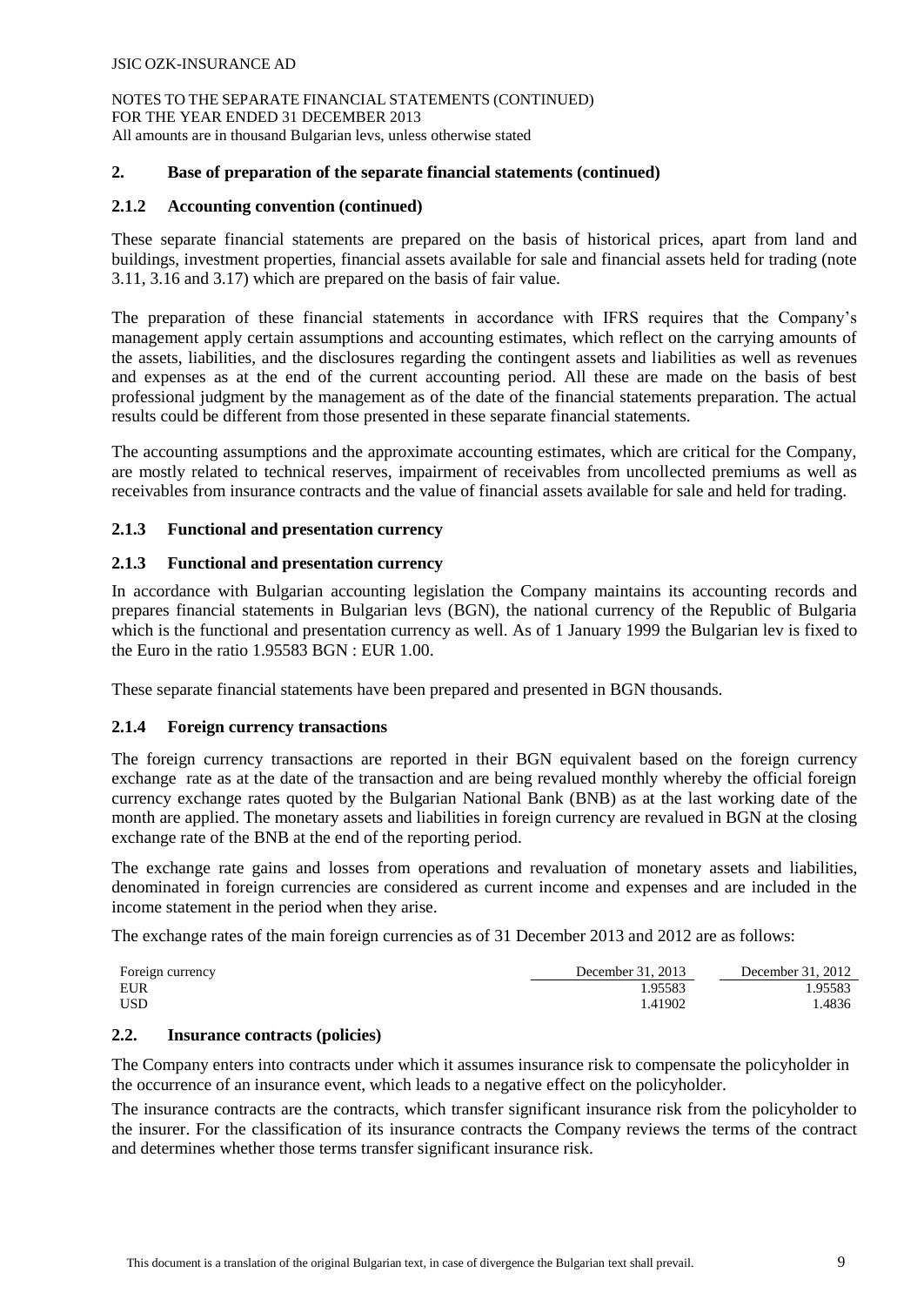## 2. Base of preparation of the separate financial statements (continued)

### 2.1.2 Accounting convention (continued)

These separate financial statements are prepared on the basis of historical prices, apart from land and buildings, investment properties, financial assets available for sale and financial assets held for trading (note 3.11, 3.16 and 3.17) which are prepared on the basis of fair value.

The preparation of these financial statements in accordance with IFRS requires that the Company's management apply certain assumptions and accounting estimates, which reflect on the carrying amounts of the assets, liabilities, and the disclosures regarding the contingent assets and liabilities as well as revenues and expenses as at the end of the current accounting period. All these are made on the basis of best professional judgment by the management as of the date of the financial statements preparation. The actual results could be different from those presented in these separate financial statements.

The accounting assumptions and the approximate accounting estimates, which are critical for the Company, are mostly related to technical reserves, impairment of receivables from uncollected premiums as well as receivables from insurance contracts and the value of financial assets available for sale and held for trading.

### 2.1.3 Functional and presentation currency

### 2.1.3 Functional and presentation currency

In accordance with Bulgarian accounting legislation the Company maintains its accounting records and prepares financial statements in Bulgarian levs (BGN), the national currency of the Republic of Bulgaria which is the functional and presentation currency as well. As of 1 January 1999 the Bulgarian lev is fixed to the Euro in the ratio 1.95583 BGN : EUR 1.00.

These separate financial statements have been prepared and presented in BGN thousands.

### 2.1.4 Foreign currency transactions

The foreign currency transactions are reported in their BGN equivalent based on the foreign currency exchange rate as at the date of the transaction and are being revalued monthly whereby the official foreign currency exchange rates quoted by the Bulgarian National Bank (BNB) as at the last working date of the month are applied. The monetary assets and liabilities in foreign currency are revalued in BGN at the closing exchange rate of the BNB at the end of the reporting period.

The exchange rate gains and losses from operations and revaluation of monetary assets and liabilities, denominated in foreign currencies are considered as current income and expenses and are included in the income statement in the period when they arise.

The exchange rates of the main foreign currencies as of 31 December 2013 and 2012 are as follows:

| Foreign currency | December 31, 2013 | December 31, 2012 |
|---|---|---|
| EUR | 1.95583 | 1.95583 |
| USD | 1.41902 | 1.4836 |

## 2.2. Insurance contracts (policies)

The Company enters into contracts under which it assumes insurance risk to compensate the policyholder in the occurrence of an insurance event, which leads to a negative effect on the policyholder.

The insurance contracts are the contracts, which transfer significant insurance risk from the policyholder to the insurer. For the classification of its insurance contracts the Company reviews the terms of the contract and determines whether those terms transfer significant insurance risk.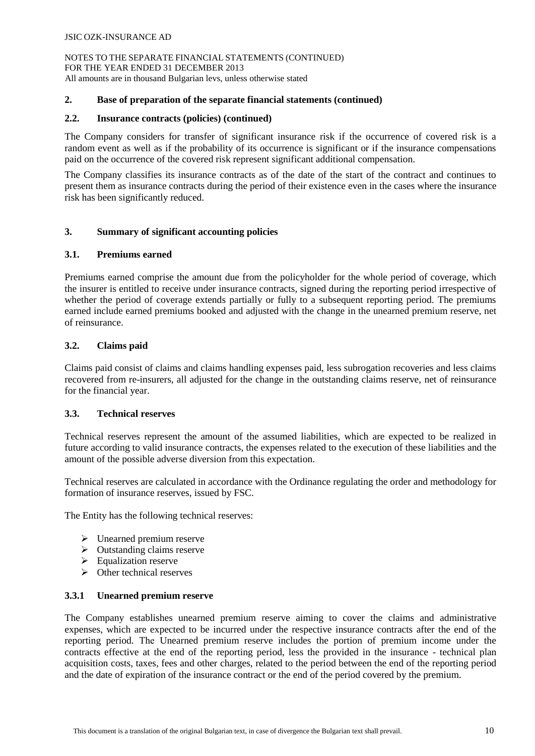## 2. Base of preparation of the separate financial statements (continued)

### 2.2. Insurance contracts (policies) (continued)

The Company considers for transfer of significant insurance risk if the occurrence of covered risk is a random event as well as if the probability of its occurrence is significant or if the insurance compensations paid on the occurrence of the covered risk represent significant additional compensation.

The Company classifies its insurance contracts as of the date of the start of the contract and continues to present them as insurance contracts during the period of their existence even in the cases where the insurance risk has been significantly reduced.

## 3. Summary of significant accounting policies

### 3.1. Premiums earned

Premiums earned comprise the amount due from the policyholder for the whole period of coverage, which the insurer is entitled to receive under insurance contracts, signed during the reporting period irrespective of whether the period of coverage extends partially or fully to a subsequent reporting period. The premiums earned include earned premiums booked and adjusted with the change in the unearned premium reserve, net of reinsurance.

### 3.2. Claims paid

Claims paid consist of claims and claims handling expenses paid, less subrogation recoveries and less claims recovered from re-insurers, all adjusted for the change in the outstanding claims reserve, net of reinsurance for the financial year.

### 3.3. Technical reserves

Technical reserves represent the amount of the assumed liabilities, which are expected to be realized in future according to valid insurance contracts, the expenses related to the execution of these liabilities and the amount of the possible adverse diversion from this expectation.

Technical reserves are calculated in accordance with the Ordinance regulating the order and methodology for formation of insurance reserves, issued by FSC.

The Entity has the following technical reserves:

- Unearned premium reserve
- Outstanding claims reserve
- Equalization reserve
- Other technical reserves

#### 3.3.1 Unearned premium reserve

The Company establishes unearned premium reserve aiming to cover the claims and administrative expenses, which are expected to be incurred under the respective insurance contracts after the end of the reporting period. The Unearned premium reserve includes the portion of premium income under the contracts effective at the end of the reporting period, less the provided in the insurance - technical plan acquisition costs, taxes, fees and other charges, related to the period between the end of the reporting period and the date of expiration of the insurance contract or the end of the period covered by the premium.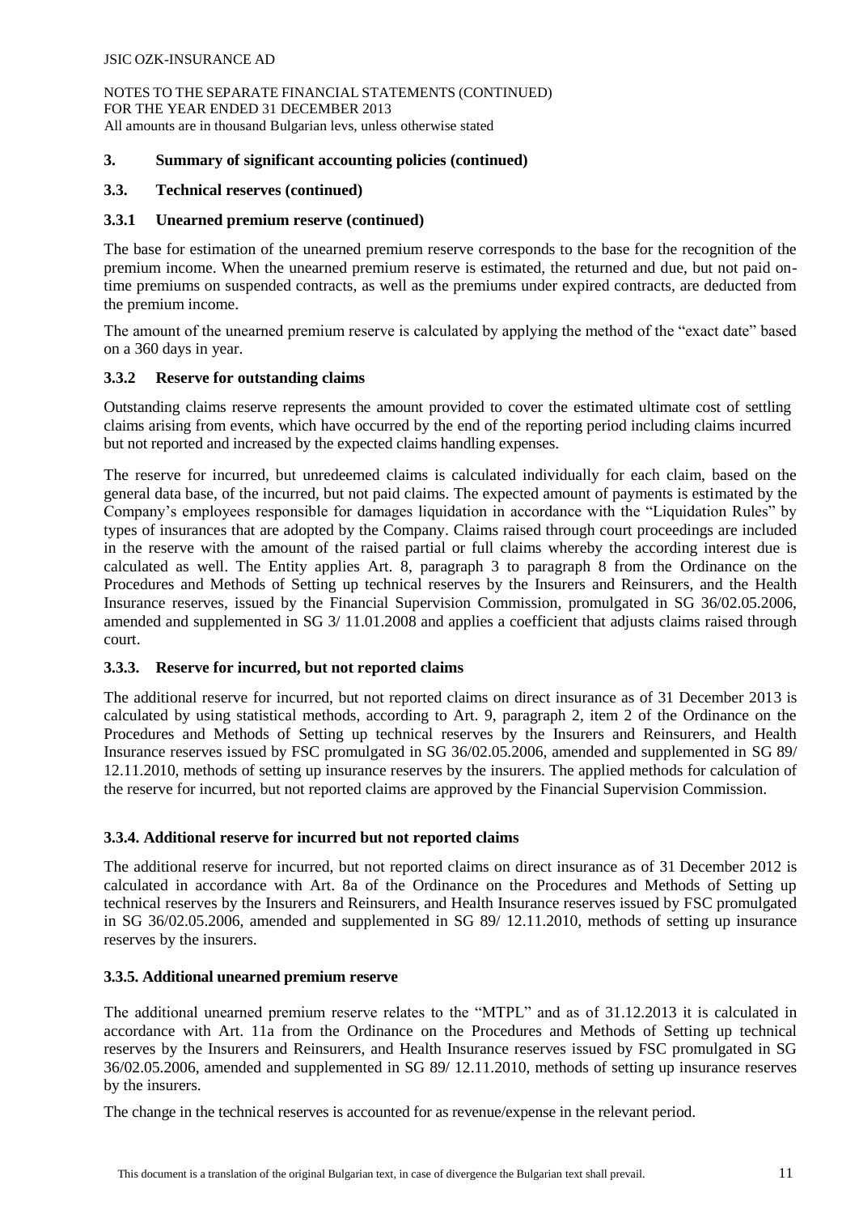## 3. Summary of significant accounting policies (continued)

### 3.3. Technical reserves (continued)

#### 3.3.1 Unearned premium reserve (continued)

The base for estimation of the unearned premium reserve corresponds to the base for the recognition of the premium income. When the unearned premium reserve is estimated, the returned and due, but not paid on-time premiums on suspended contracts, as well as the premiums under expired contracts, are deducted from the premium income.

The amount of the unearned premium reserve is calculated by applying the method of the "exact date" based on a 360 days in year.

#### 3.3.2 Reserve for outstanding claims

Outstanding claims reserve represents the amount provided to cover the estimated ultimate cost of settling claims arising from events, which have occurred by the end of the reporting period including claims incurred but not reported and increased by the expected claims handling expenses.

The reserve for incurred, but unredeemed claims is calculated individually for each claim, based on the general data base, of the incurred, but not paid claims. The expected amount of payments is estimated by the Company's employees responsible for damages liquidation in accordance with the "Liquidation Rules" by types of insurances that are adopted by the Company. Claims raised through court proceedings are included in the reserve with the amount of the raised partial or full claims whereby the according interest due is calculated as well. The Entity applies Art. 8, paragraph 3 to paragraph 8 from the Ordinance on the Procedures and Methods of Setting up technical reserves by the Insurers and Reinsurers, and the Health Insurance reserves, issued by the Financial Supervision Commission, promulgated in SG 36/02.05.2006, amended and supplemented in SG 3/ 11.01.2008 and applies a coefficient that adjusts claims raised through court.

#### 3.3.3. Reserve for incurred, but not reported claims

The additional reserve for incurred, but not reported claims on direct insurance as of 31 December 2013 is calculated by using statistical methods, according to Art. 9, paragraph 2, item 2 of the Ordinance on the Procedures and Methods of Setting up technical reserves by the Insurers and Reinsurers, and Health Insurance reserves issued by FSC promulgated in SG 36/02.05.2006, amended and supplemented in SG 89/ 12.11.2010, methods of setting up insurance reserves by the insurers. The applied methods for calculation of the reserve for incurred, but not reported claims are approved by the Financial Supervision Commission.

#### 3.3.4. Additional reserve for incurred but not reported claims

The additional reserve for incurred, but not reported claims on direct insurance as of 31 December 2012 is calculated in accordance with Art. 8a of the Ordinance on the Procedures and Methods of Setting up technical reserves by the Insurers and Reinsurers, and Health Insurance reserves issued by FSC promulgated in SG 36/02.05.2006, amended and supplemented in SG 89/ 12.11.2010, methods of setting up insurance reserves by the insurers.

#### 3.3.5. Additional unearned premium reserve

The additional unearned premium reserve relates to the "MTPL" and as of 31.12.2013 it is calculated in accordance with Art. 11a from the Ordinance on the Procedures and Methods of Setting up technical reserves by the Insurers and Reinsurers, and Health Insurance reserves issued by FSC promulgated in SG 36/02.05.2006, amended and supplemented in SG 89/ 12.11.2010, methods of setting up insurance reserves by the insurers.

The change in the technical reserves is accounted for as revenue/expense in the relevant period.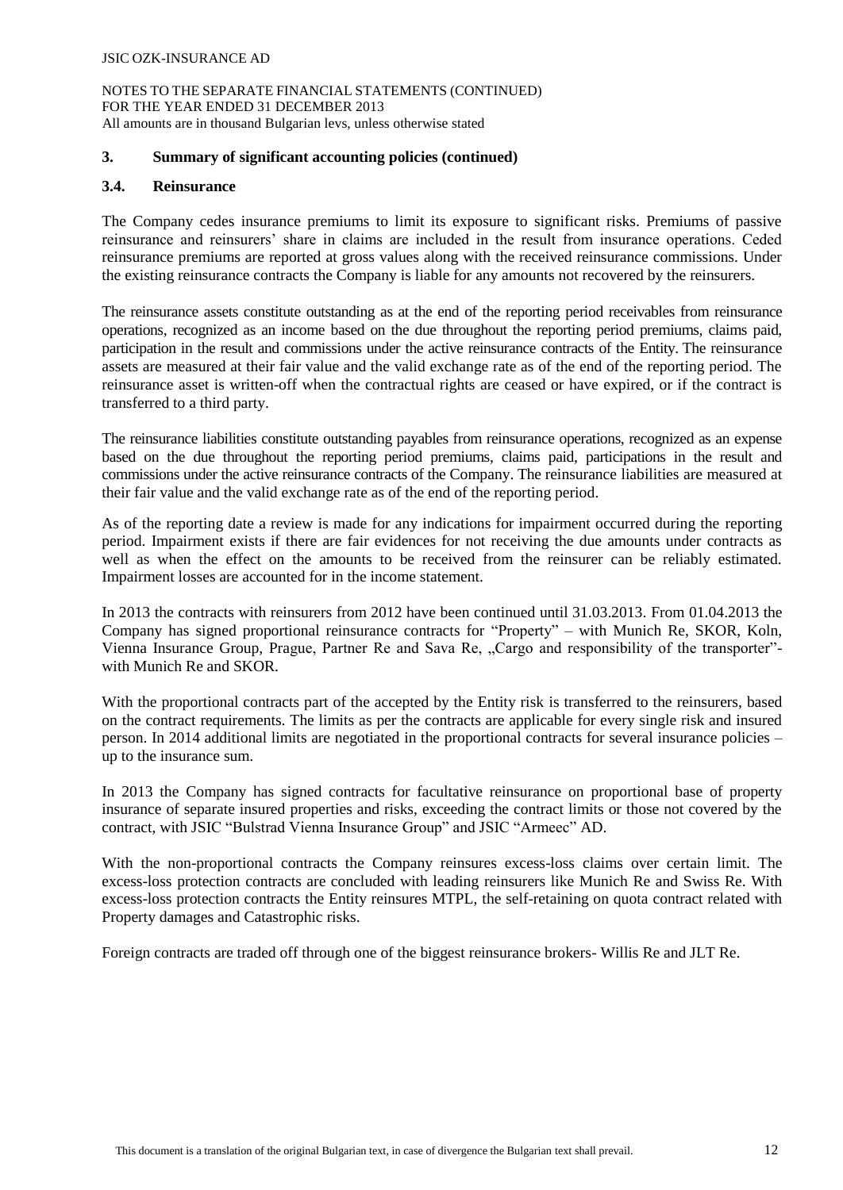## 3. Summary of significant accounting policies (continued)

### 3.4. Reinsurance

The Company cedes insurance premiums to limit its exposure to significant risks. Premiums of passive reinsurance and reinsurers' share in claims are included in the result from insurance operations. Ceded reinsurance premiums are reported at gross values along with the received reinsurance commissions. Under the existing reinsurance contracts the Company is liable for any amounts not recovered by the reinsurers.

The reinsurance assets constitute outstanding as at the end of the reporting period receivables from reinsurance operations, recognized as an income based on the due throughout the reporting period premiums, claims paid, participation in the result and commissions under the active reinsurance contracts of the Entity. The reinsurance assets are measured at their fair value and the valid exchange rate as of the end of the reporting period. The reinsurance asset is written-off when the contractual rights are ceased or have expired, or if the contract is transferred to a third party.

The reinsurance liabilities constitute outstanding payables from reinsurance operations, recognized as an expense based on the due throughout the reporting period premiums, claims paid, participations in the result and commissions under the active reinsurance contracts of the Company. The reinsurance liabilities are measured at their fair value and the valid exchange rate as of the end of the reporting period.

As of the reporting date a review is made for any indications for impairment occurred during the reporting period. Impairment exists if there are fair evidences for not receiving the due amounts under contracts as well as when the effect on the amounts to be received from the reinsurer can be reliably estimated. Impairment losses are accounted for in the income statement.

In 2013 the contracts with reinsurers from 2012 have been continued until 31.03.2013. From 01.04.2013 the Company has signed proportional reinsurance contracts for "Property" – with Munich Re, SKOR, Koln, Vienna Insurance Group, Prague, Partner Re and Sava Re, „Cargo and responsibility of the transporter"- with Munich Re and SKOR.

With the proportional contracts part of the accepted by the Entity risk is transferred to the reinsurers, based on the contract requirements. The limits as per the contracts are applicable for every single risk and insured person. In 2014 additional limits are negotiated in the proportional contracts for several insurance policies – up to the insurance sum.

In 2013 the Company has signed contracts for facultative reinsurance on proportional base of property insurance of separate insured properties and risks, exceeding the contract limits or those not covered by the contract, with JSIC "Bulstrad Vienna Insurance Group" and JSIC "Armeec" AD.

With the non-proportional contracts the Company reinsures excess-loss claims over certain limit. The excess-loss protection contracts are concluded with leading reinsurers like Munich Re and Swiss Re. With excess-loss protection contracts the Entity reinsures MTPL, the self-retaining on quota contract related with Property damages and Catastrophic risks.

Foreign contracts are traded off through one of the biggest reinsurance brokers- Willis Re and JLT Re.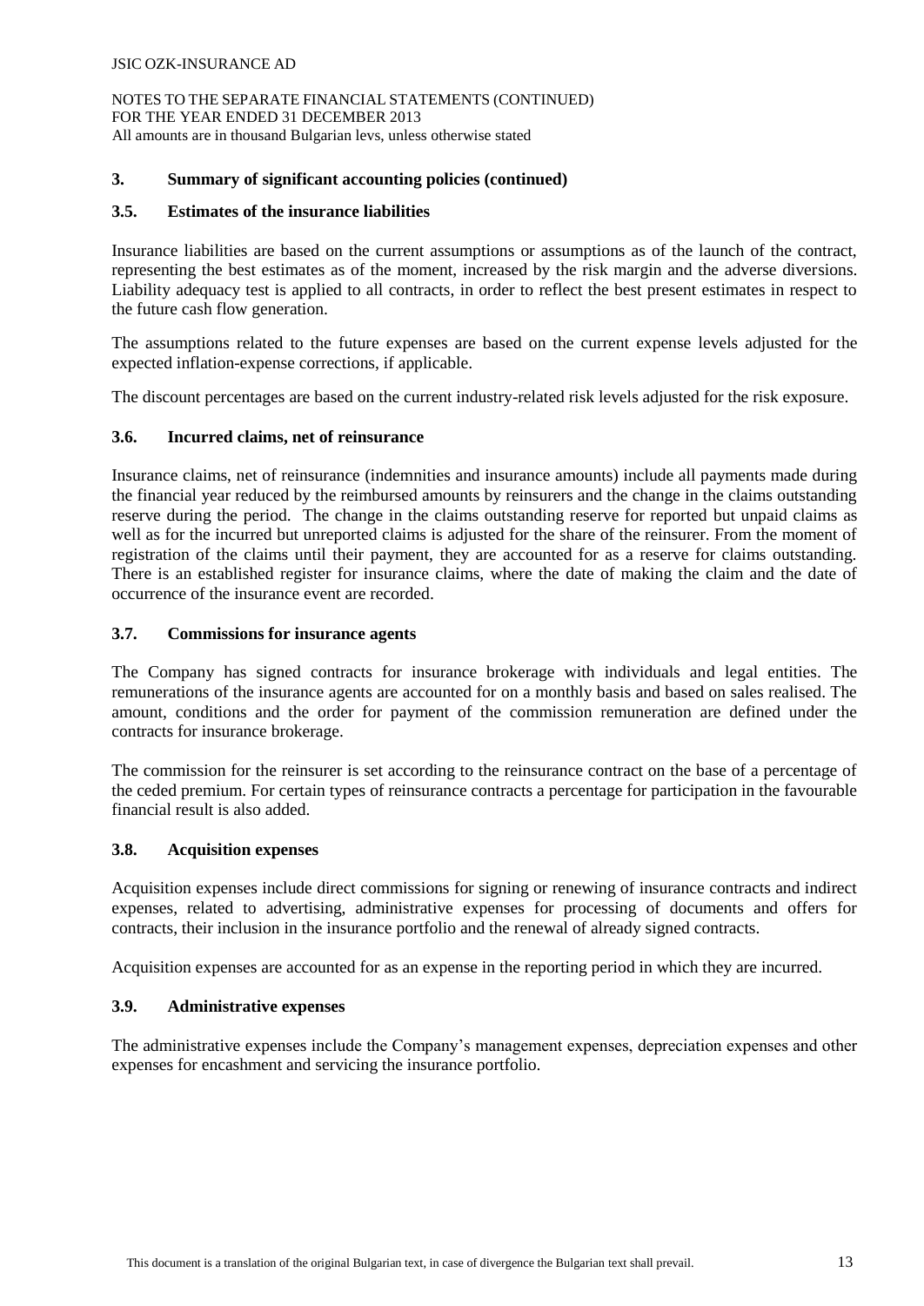## 3. Summary of significant accounting policies (continued)

### 3.5. Estimates of the insurance liabilities

Insurance liabilities are based on the current assumptions or assumptions as of the launch of the contract, representing the best estimates as of the moment, increased by the risk margin and the adverse diversions. Liability adequacy test is applied to all contracts, in order to reflect the best present estimates in respect to the future cash flow generation.

The assumptions related to the future expenses are based on the current expense levels adjusted for the expected inflation-expense corrections, if applicable.

The discount percentages are based on the current industry-related risk levels adjusted for the risk exposure.

### 3.6. Incurred claims, net of reinsurance

Insurance claims, net of reinsurance (indemnities and insurance amounts) include all payments made during the financial year reduced by the reimbursed amounts by reinsurers and the change in the claims outstanding reserve during the period. The change in the claims outstanding reserve for reported but unpaid claims as well as for the incurred but unreported claims is adjusted for the share of the reinsurer. From the moment of registration of the claims until their payment, they are accounted for as a reserve for claims outstanding. There is an established register for insurance claims, where the date of making the claim and the date of occurrence of the insurance event are recorded.

### 3.7. Commissions for insurance agents

The Company has signed contracts for insurance brokerage with individuals and legal entities. The remunerations of the insurance agents are accounted for on a monthly basis and based on sales realised. The amount, conditions and the order for payment of the commission remuneration are defined under the contracts for insurance brokerage.

The commission for the reinsurer is set according to the reinsurance contract on the base of a percentage of the ceded premium. For certain types of reinsurance contracts a percentage for participation in the favourable financial result is also added.

### 3.8. Acquisition expenses

Acquisition expenses include direct commissions for signing or renewing of insurance contracts and indirect expenses, related to advertising, administrative expenses for processing of documents and offers for contracts, their inclusion in the insurance portfolio and the renewal of already signed contracts.

Acquisition expenses are accounted for as an expense in the reporting period in which they are incurred.

### 3.9. Administrative expenses

The administrative expenses include the Company's management expenses, depreciation expenses and other expenses for encashment and servicing the insurance portfolio.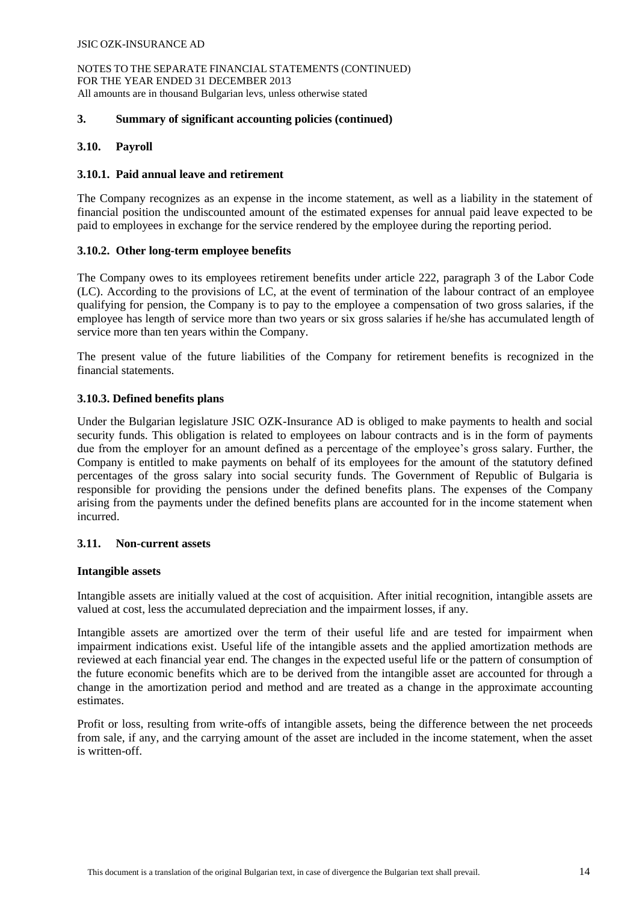## 3. Summary of significant accounting policies (continued)

### 3.10. Payroll

#### 3.10.1. Paid annual leave and retirement

The Company recognizes as an expense in the income statement, as well as a liability in the statement of financial position the undiscounted amount of the estimated expenses for annual paid leave expected to be paid to employees in exchange for the service rendered by the employee during the reporting period.

#### 3.10.2. Other long-term employee benefits

The Company owes to its employees retirement benefits under article 222, paragraph 3 of the Labor Code (LC). According to the provisions of LC, at the event of termination of the labour contract of an employee qualifying for pension, the Company is to pay to the employee a compensation of two gross salaries, if the employee has length of service more than two years or six gross salaries if he/she has accumulated length of service more than ten years within the Company.

The present value of the future liabilities of the Company for retirement benefits is recognized in the financial statements.

#### 3.10.3. Defined benefits plans

Under the Bulgarian legislature JSIC OZK-Insurance AD is obliged to make payments to health and social security funds. This obligation is related to employees on labour contracts and is in the form of payments due from the employer for an amount defined as a percentage of the employee's gross salary. Further, the Company is entitled to make payments on behalf of its employees for the amount of the statutory defined percentages of the gross salary into social security funds. The Government of Republic of Bulgaria is responsible for providing the pensions under the defined benefits plans. The expenses of the Company arising from the payments under the defined benefits plans are accounted for in the income statement when incurred.

### 3.11. Non-current assets

**Intangible assets**

Intangible assets are initially valued at the cost of acquisition. After initial recognition, intangible assets are valued at cost, less the accumulated depreciation and the impairment losses, if any.

Intangible assets are amortized over the term of their useful life and are tested for impairment when impairment indications exist. Useful life of the intangible assets and the applied amortization methods are reviewed at each financial year end. The changes in the expected useful life or the pattern of consumption of the future economic benefits which are to be derived from the intangible asset are accounted for through a change in the amortization period and method and are treated as a change in the approximate accounting estimates.

Profit or loss, resulting from write-offs of intangible assets, being the difference between the net proceeds from sale, if any, and the carrying amount of the asset are included in the income statement, when the asset is written-off.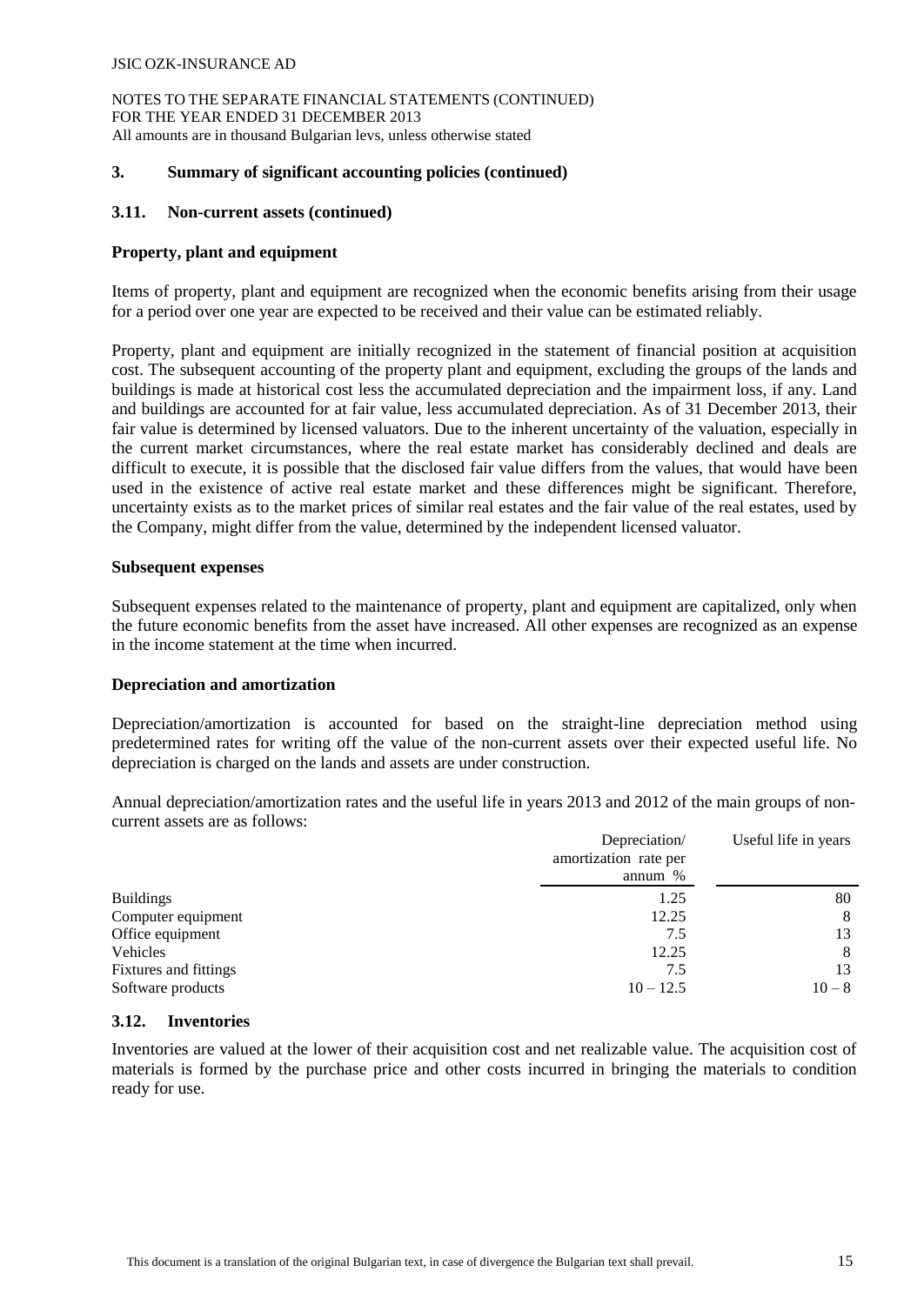## 3. Summary of significant accounting policies (continued)

### 3.11. Non-current assets (continued)

**Property, plant and equipment**

Items of property, plant and equipment are recognized when the economic benefits arising from their usage for a period over one year are expected to be received and their value can be estimated reliably.

Property, plant and equipment are initially recognized in the statement of financial position at acquisition cost. The subsequent accounting of the property plant and equipment, excluding the groups of the lands and buildings is made at historical cost less the accumulated depreciation and the impairment loss, if any. Land and buildings are accounted for at fair value, less accumulated depreciation. As of 31 December 2013, their fair value is determined by licensed valuators. Due to the inherent uncertainty of the valuation, especially in the current market circumstances, where the real estate market has considerably declined and deals are difficult to execute, it is possible that the disclosed fair value differs from the values, that would have been used in the existence of active real estate market and these differences might be significant. Therefore, uncertainty exists as to the market prices of similar real estates and the fair value of the real estates, used by the Company, might differ from the value, determined by the independent licensed valuator.

**Subsequent expenses**

Subsequent expenses related to the maintenance of property, plant and equipment are capitalized, only when the future economic benefits from the asset have increased. All other expenses are recognized as an expense in the income statement at the time when incurred.

**Depreciation and amortization**

Depreciation/amortization is accounted for based on the straight-line depreciation method using predetermined rates for writing off the value of the non-current assets over their expected useful life. No depreciation is charged on the lands and assets are under construction.

Annual depreciation/amortization rates and the useful life in years 2013 and 2012 of the main groups of non-current assets are as follows:

| | Depreciation/ amortization rate per annum % | Useful life in years |
|---|---|---|
| Buildings | 1.25 | 80 |
| Computer equipment | 12.25 | 8 |
| Office equipment | 7.5 | 13 |
| Vehicles | 12.25 | 8 |
| Fixtures and fittings | 7.5 | 13 |
| Software products | 10 – 12.5 | 10 – 8 |

### 3.12. Inventories

Inventories are valued at the lower of their acquisition cost and net realizable value. The acquisition cost of materials is formed by the purchase price and other costs incurred in bringing the materials to condition ready for use.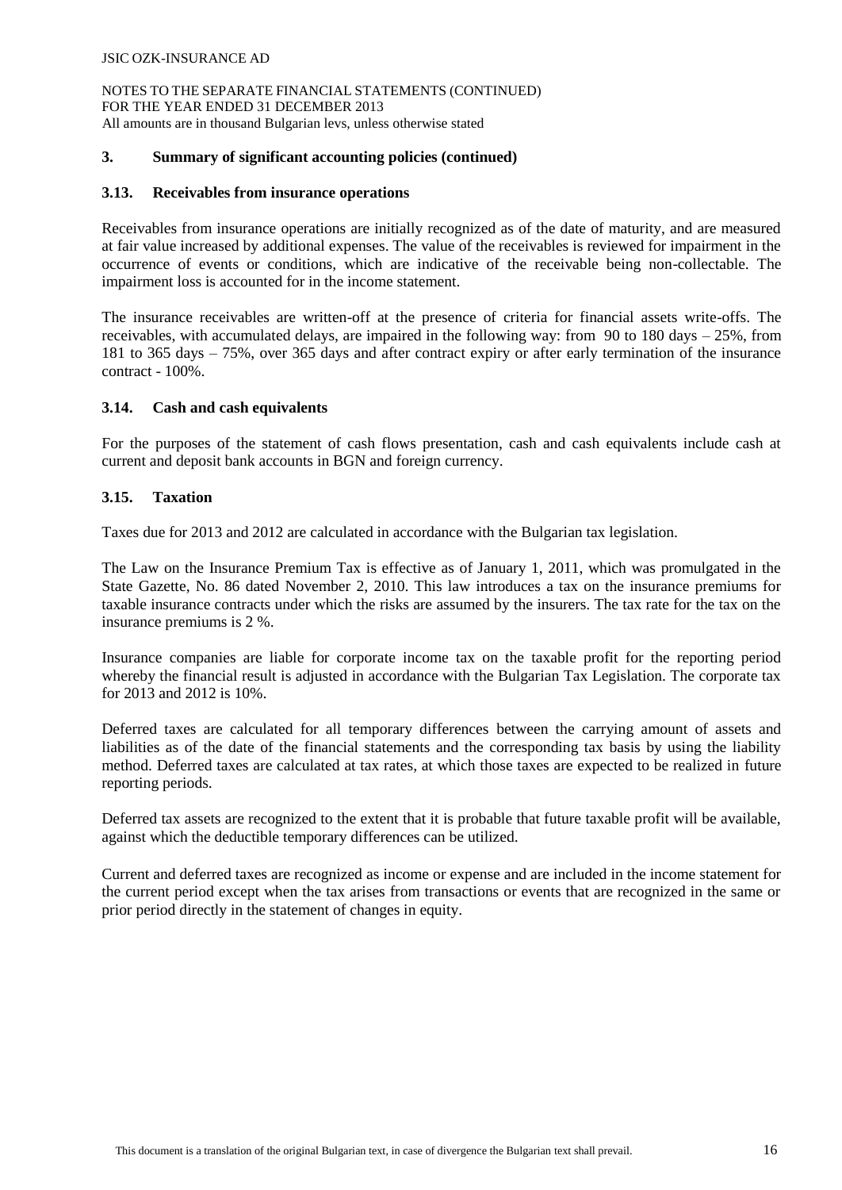## 3. Summary of significant accounting policies (continued)

### 3.13. Receivables from insurance operations

Receivables from insurance operations are initially recognized as of the date of maturity, and are measured at fair value increased by additional expenses. The value of the receivables is reviewed for impairment in the occurrence of events or conditions, which are indicative of the receivable being non-collectable. The impairment loss is accounted for in the income statement.

The insurance receivables are written-off at the presence of criteria for financial assets write-offs. The receivables, with accumulated delays, are impaired in the following way: from 90 to 180 days – 25%, from 181 to 365 days – 75%, over 365 days and after contract expiry or after early termination of the insurance contract - 100%.

### 3.14. Cash and cash equivalents

For the purposes of the statement of cash flows presentation, cash and cash equivalents include cash at current and deposit bank accounts in BGN and foreign currency.

### 3.15. Taxation

Taxes due for 2013 and 2012 are calculated in accordance with the Bulgarian tax legislation.

The Law on the Insurance Premium Tax is effective as of January 1, 2011, which was promulgated in the State Gazette, No. 86 dated November 2, 2010. This law introduces a tax on the insurance premiums for taxable insurance contracts under which the risks are assumed by the insurers. The tax rate for the tax on the insurance premiums is 2 %.

Insurance companies are liable for corporate income tax on the taxable profit for the reporting period whereby the financial result is adjusted in accordance with the Bulgarian Tax Legislation. The corporate tax for 2013 and 2012 is 10%.

Deferred taxes are calculated for all temporary differences between the carrying amount of assets and liabilities as of the date of the financial statements and the corresponding tax basis by using the liability method. Deferred taxes are calculated at tax rates, at which those taxes are expected to be realized in future reporting periods.

Deferred tax assets are recognized to the extent that it is probable that future taxable profit will be available, against which the deductible temporary differences can be utilized.

Current and deferred taxes are recognized as income or expense and are included in the income statement for the current period except when the tax arises from transactions or events that are recognized in the same or prior period directly in the statement of changes in equity.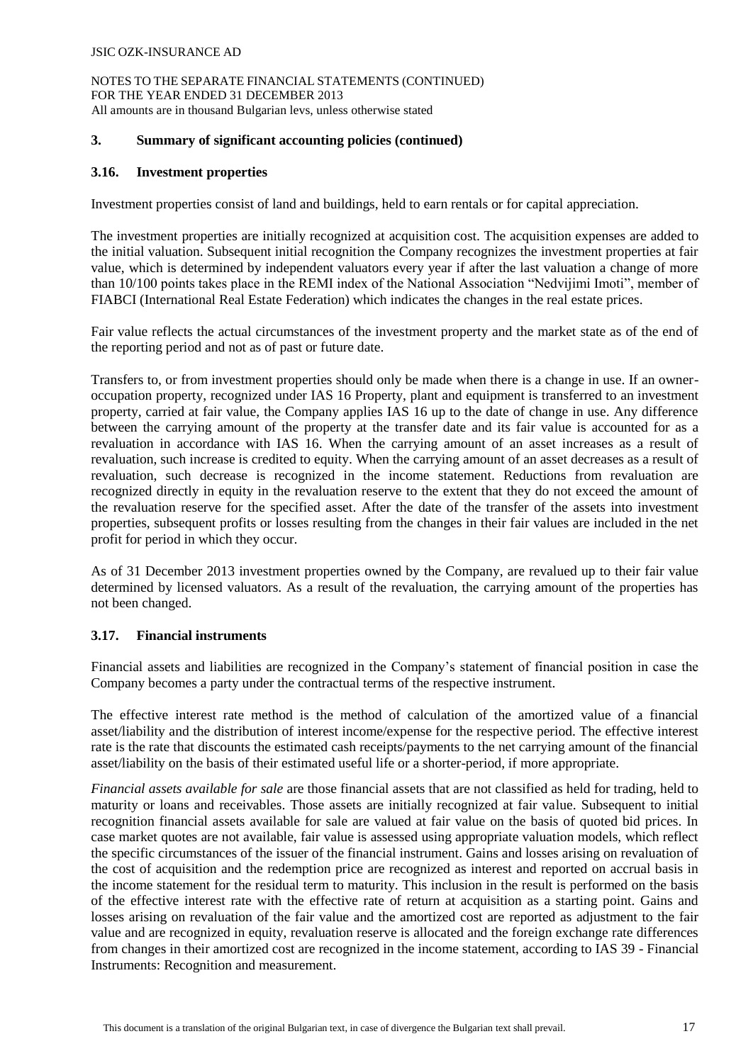## 3. Summary of significant accounting policies (continued)

### 3.16. Investment properties

Investment properties consist of land and buildings, held to earn rentals or for capital appreciation.

The investment properties are initially recognized at acquisition cost. The acquisition expenses are added to the initial valuation. Subsequent initial recognition the Company recognizes the investment properties at fair value, which is determined by independent valuators every year if after the last valuation a change of more than 10/100 points takes place in the REMI index of the National Association "Nedvijimi Imoti", member of FIABCI (International Real Estate Federation) which indicates the changes in the real estate prices.

Fair value reflects the actual circumstances of the investment property and the market state as of the end of the reporting period and not as of past or future date.

Transfers to, or from investment properties should only be made when there is a change in use. If an owner-occupation property, recognized under IAS 16 Property, plant and equipment is transferred to an investment property, carried at fair value, the Company applies IAS 16 up to the date of change in use. Any difference between the carrying amount of the property at the transfer date and its fair value is accounted for as a revaluation in accordance with IAS 16. When the carrying amount of an asset increases as a result of revaluation, such increase is credited to equity. When the carrying amount of an asset decreases as a result of revaluation, such decrease is recognized in the income statement. Reductions from revaluation are recognized directly in equity in the revaluation reserve to the extent that they do not exceed the amount of the revaluation reserve for the specified asset. After the date of the transfer of the assets into investment properties, subsequent profits or losses resulting from the changes in their fair values are included in the net profit for period in which they occur.

As of 31 December 2013 investment properties owned by the Company, are revalued up to their fair value determined by licensed valuators. As a result of the revaluation, the carrying amount of the properties has not been changed.

### 3.17. Financial instruments

Financial assets and liabilities are recognized in the Company's statement of financial position in case the Company becomes a party under the contractual terms of the respective instrument.

The effective interest rate method is the method of calculation of the amortized value of a financial asset/liability and the distribution of interest income/expense for the respective period. The effective interest rate is the rate that discounts the estimated cash receipts/payments to the net carrying amount of the financial asset/liability on the basis of their estimated useful life or a shorter-period, if more appropriate.

*Financial assets available for sale* are those financial assets that are not classified as held for trading, held to maturity or loans and receivables. Those assets are initially recognized at fair value. Subsequent to initial recognition financial assets available for sale are valued at fair value on the basis of quoted bid prices. In case market quotes are not available, fair value is assessed using appropriate valuation models, which reflect the specific circumstances of the issuer of the financial instrument. Gains and losses arising on revaluation of the cost of acquisition and the redemption price are recognized as interest and reported on accrual basis in the income statement for the residual term to maturity. This inclusion in the result is performed on the basis of the effective interest rate with the effective rate of return at acquisition as a starting point. Gains and losses arising on revaluation of the fair value and the amortized cost are reported as adjustment to the fair value and are recognized in equity, revaluation reserve is allocated and the foreign exchange rate differences from changes in their amortized cost are recognized in the income statement, according to IAS 39 - Financial Instruments: Recognition and measurement.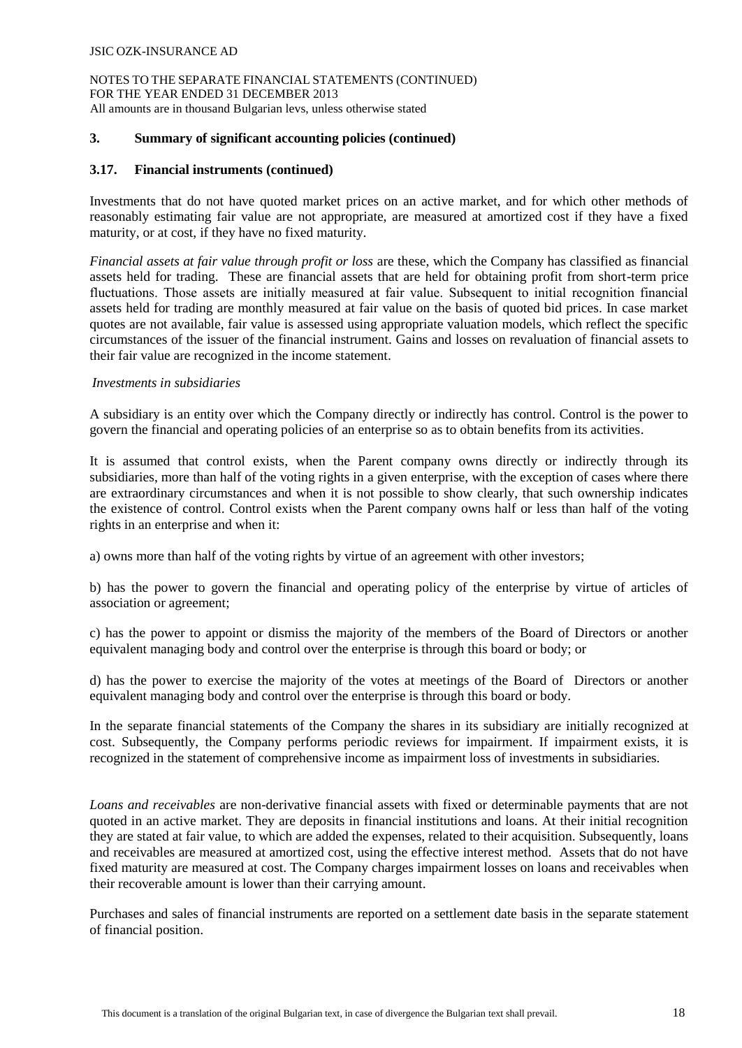## 3. Summary of significant accounting policies (continued)

### 3.17. Financial instruments (continued)

Investments that do not have quoted market prices on an active market, and for which other methods of reasonably estimating fair value are not appropriate, are measured at amortized cost if they have a fixed maturity, or at cost, if they have no fixed maturity.

*Financial assets at fair value through profit or loss* are these, which the Company has classified as financial assets held for trading. These are financial assets that are held for obtaining profit from short-term price fluctuations. Those assets are initially measured at fair value. Subsequent to initial recognition financial assets held for trading are monthly measured at fair value on the basis of quoted bid prices. In case market quotes are not available, fair value is assessed using appropriate valuation models, which reflect the specific circumstances of the issuer of the financial instrument. Gains and losses on revaluation of financial assets to their fair value are recognized in the income statement.

*Investments in subsidiaries*

A subsidiary is an entity over which the Company directly or indirectly has control. Control is the power to govern the financial and operating policies of an enterprise so as to obtain benefits from its activities.

It is assumed that control exists, when the Parent company owns directly or indirectly through its subsidiaries, more than half of the voting rights in a given enterprise, with the exception of cases where there are extraordinary circumstances and when it is not possible to show clearly, that such ownership indicates the existence of control. Control exists when the Parent company owns half or less than half of the voting rights in an enterprise and when it:

a) owns more than half of the voting rights by virtue of an agreement with other investors;

b) has the power to govern the financial and operating policy of the enterprise by virtue of articles of association or agreement;

c) has the power to appoint or dismiss the majority of the members of the Board of Directors or another equivalent managing body and control over the enterprise is through this board or body; or

d) has the power to exercise the majority of the votes at meetings of the Board of Directors or another equivalent managing body and control over the enterprise is through this board or body.

In the separate financial statements of the Company the shares in its subsidiary are initially recognized at cost. Subsequently, the Company performs periodic reviews for impairment. If impairment exists, it is recognized in the statement of comprehensive income as impairment loss of investments in subsidiaries.

*Loans and receivables* are non-derivative financial assets with fixed or determinable payments that are not quoted in an active market. They are deposits in financial institutions and loans. At their initial recognition they are stated at fair value, to which are added the expenses, related to their acquisition. Subsequently, loans and receivables are measured at amortized cost, using the effective interest method. Assets that do not have fixed maturity are measured at cost. The Company charges impairment losses on loans and receivables when their recoverable amount is lower than their carrying amount.

Purchases and sales of financial instruments are reported on a settlement date basis in the separate statement of financial position.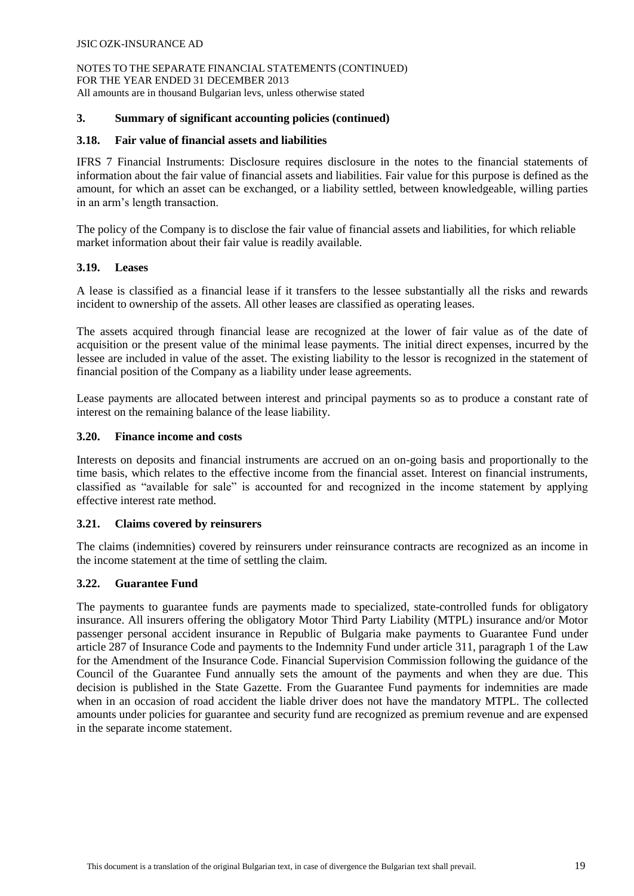## 3. Summary of significant accounting policies (continued)

### 3.18. Fair value of financial assets and liabilities

IFRS 7 Financial Instruments: Disclosure requires disclosure in the notes to the financial statements of information about the fair value of financial assets and liabilities. Fair value for this purpose is defined as the amount, for which an asset can be exchanged, or a liability settled, between knowledgeable, willing parties in an arm's length transaction.

The policy of the Company is to disclose the fair value of financial assets and liabilities, for which reliable market information about their fair value is readily available.

### 3.19. Leases

A lease is classified as a financial lease if it transfers to the lessee substantially all the risks and rewards incident to ownership of the assets. All other leases are classified as operating leases.

The assets acquired through financial lease are recognized at the lower of fair value as of the date of acquisition or the present value of the minimal lease payments. The initial direct expenses, incurred by the lessee are included in value of the asset. The existing liability to the lessor is recognized in the statement of financial position of the Company as a liability under lease agreements.

Lease payments are allocated between interest and principal payments so as to produce a constant rate of interest on the remaining balance of the lease liability.

### 3.20. Finance income and costs

Interests on deposits and financial instruments are accrued on an on-going basis and proportionally to the time basis, which relates to the effective income from the financial asset. Interest on financial instruments, classified as "available for sale" is accounted for and recognized in the income statement by applying effective interest rate method.

### 3.21. Claims covered by reinsurers

The claims (indemnities) covered by reinsurers under reinsurance contracts are recognized as an income in the income statement at the time of settling the claim.

### 3.22. Guarantee Fund

The payments to guarantee funds are payments made to specialized, state-controlled funds for obligatory insurance. All insurers offering the obligatory Motor Third Party Liability (MTPL) insurance and/or Motor passenger personal accident insurance in Republic of Bulgaria make payments to Guarantee Fund under article 287 of Insurance Code and payments to the Indemnity Fund under article 311, paragraph 1 of the Law for the Amendment of the Insurance Code. Financial Supervision Commission following the guidance of the Council of the Guarantee Fund annually sets the amount of the payments and when they are due. This decision is published in the State Gazette. From the Guarantee Fund payments for indemnities are made when in an occasion of road accident the liable driver does not have the mandatory MTPL. The collected amounts under policies for guarantee and security fund are recognized as premium revenue and are expensed in the separate income statement.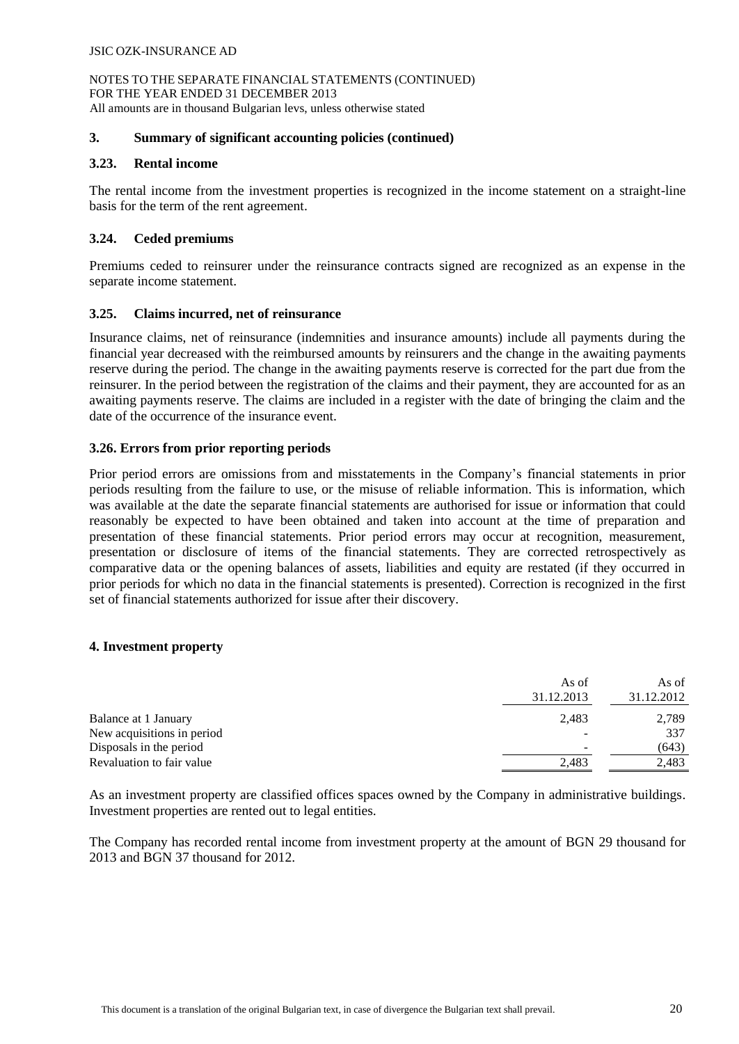## 3. Summary of significant accounting policies (continued)

### 3.23. Rental income

The rental income from the investment properties is recognized in the income statement on a straight-line basis for the term of the rent agreement.

### 3.24. Ceded premiums

Premiums ceded to reinsurer under the reinsurance contracts signed are recognized as an expense in the separate income statement.

### 3.25. Claims incurred, net of reinsurance

Insurance claims, net of reinsurance (indemnities and insurance amounts) include all payments during the financial year decreased with the reimbursed amounts by reinsurers and the change in the awaiting payments reserve during the period. The change in the awaiting payments reserve is corrected for the part due from the reinsurer. In the period between the registration of the claims and their payment, they are accounted for as an awaiting payments reserve. The claims are included in a register with the date of bringing the claim and the date of the occurrence of the insurance event.

### 3.26. Errors from prior reporting periods

Prior period errors are omissions from and misstatements in the Company's financial statements in prior periods resulting from the failure to use, or the misuse of reliable information. This is information, which was available at the date the separate financial statements are authorised for issue or information that could reasonably be expected to have been obtained and taken into account at the time of preparation and presentation of these financial statements. Prior period errors may occur at recognition, measurement, presentation or disclosure of items of the financial statements. They are corrected retrospectively as comparative data or the opening balances of assets, liabilities and equity are restated (if they occurred in prior periods for which no data in the financial statements is presented). Correction is recognized in the first set of financial statements authorized for issue after their discovery.

## 4. Investment property

| | As of 31.12.2013 | As of 31.12.2012 |
|---|---|---|
| Balance at 1 January | 2,483 | 2,789 |
| New acquisitions in period | - | 337 |
| Disposals in the period | - | (643) |
| Revaluation to fair value | 2,483 | 2,483 |

As an investment property are classified offices spaces owned by the Company in administrative buildings. Investment properties are rented out to legal entities.

The Company has recorded rental income from investment property at the amount of BGN 29 thousand for 2013 and BGN 37 thousand for 2012.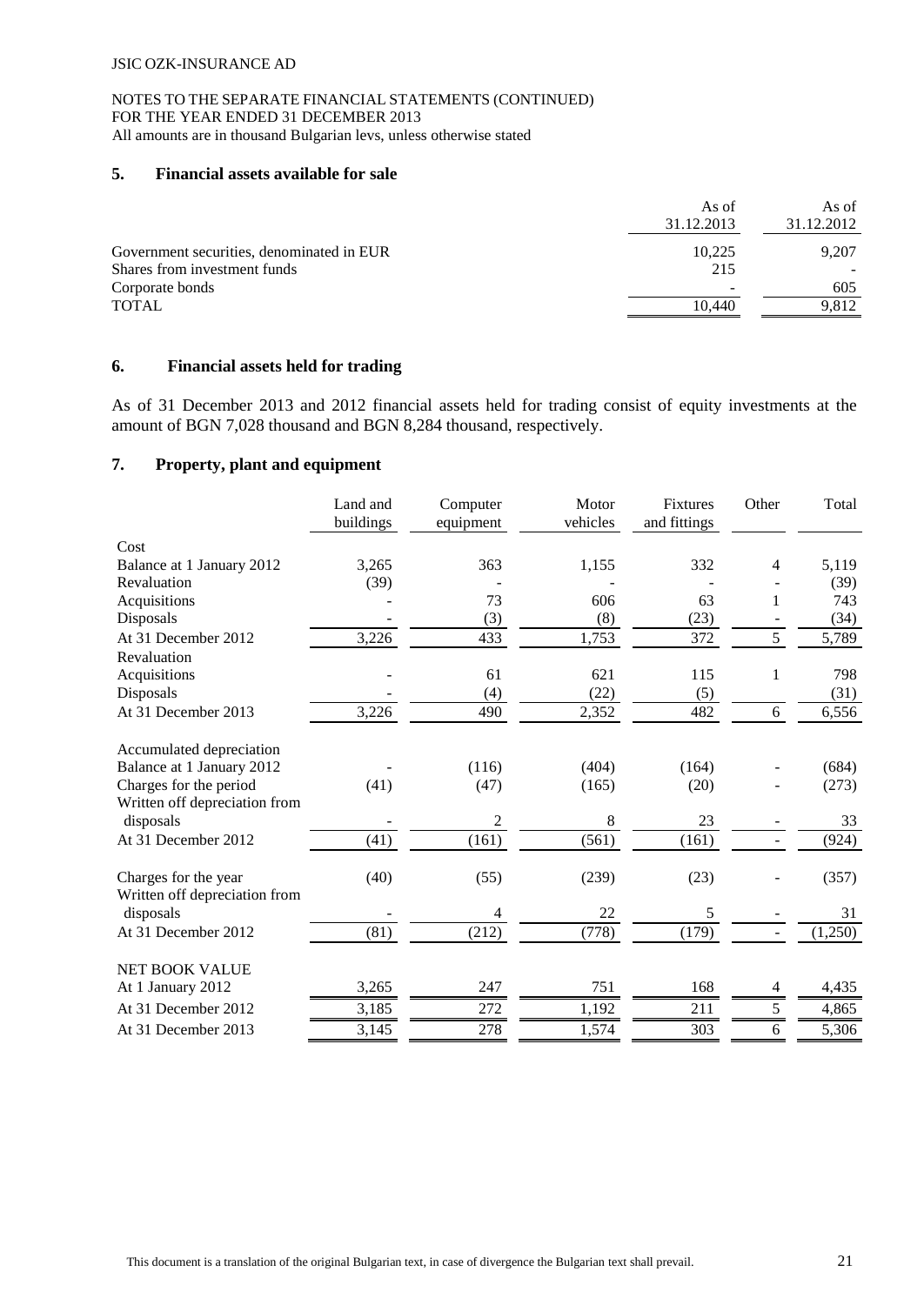JSIC OZK-INSURANCE AD

NOTES TO THE SEPARATE FINANCIAL STATEMENTS (CONTINUED)
FOR THE YEAR ENDED 31 DECEMBER 2013
All amounts are in thousand Bulgarian levs, unless otherwise stated

## 5. Financial assets available for sale

| | As of 31.12.2013 | As of 31.12.2012 |
|---|---|---|
| Government securities, denominated in EUR | 10,225 | 9,207 |
| Shares from investment funds | 215 | - |
| Corporate bonds | - | 605 |
| TOTAL | 10,440 | 9,812 |

## 6. Financial assets held for trading

As of 31 December 2013 and 2012 financial assets held for trading consist of equity investments at the amount of BGN 7,028 thousand and BGN 8,284 thousand, respectively.

## 7. Property, plant and equipment

| | Land and buildings | Computer equipment | Motor vehicles | Fixtures and fittings | Other | Total |
|---|---|---|---|---|---|---|
| Cost | | | | | | |
| Balance at 1 January 2012 | 3,265 | 363 | 1,155 | 332 | 4 | 5,119 |
| Revaluation | (39) | - | - | - | - | (39) |
| Acquisitions | - | 73 | 606 | 63 | 1 | 743 |
| Disposals | - | (3) | (8) | (23) | - | (34) |
| At 31 December 2012 | 3,226 | 433 | 1,753 | 372 | 5 | 5,789 |
| Revaluation | | | | | | |
| Acquisitions | - | 61 | 621 | 115 | 1 | 798 |
| Disposals | - | (4) | (22) | (5) | | (31) |
| At 31 December 2013 | 3,226 | 490 | 2,352 | 482 | 6 | 6,556 |
| Accumulated depreciation | | | | | | |
| Balance at 1 January 2012 | - | (116) | (404) | (164) | - | (684) |
| Charges for the period | (41) | (47) | (165) | (20) | - | (273) |
| Written off depreciation from disposals | - | 2 | 8 | 23 | - | 33 |
| At 31 December 2012 | (41) | (161) | (561) | (161) | - | (924) |
| Charges for the year | (40) | (55) | (239) | (23) | - | (357) |
| Written off depreciation from disposals | - | 4 | 22 | 5 | - | 31 |
| At 31 December 2012 | (81) | (212) | (778) | (179) | - | (1,250) |
| NET BOOK VALUE | | | | | | |
| At 1 January 2012 | 3,265 | 247 | 751 | 168 | 4 | 4,435 |
| At 31 December 2012 | 3,185 | 272 | 1,192 | 211 | 5 | 4,865 |
| At 31 December 2013 | 3,145 | 278 | 1,574 | 303 | 6 | 5,306 |

This document is a translation of the original Bulgarian text, in case of divergence the Bulgarian text shall prevail.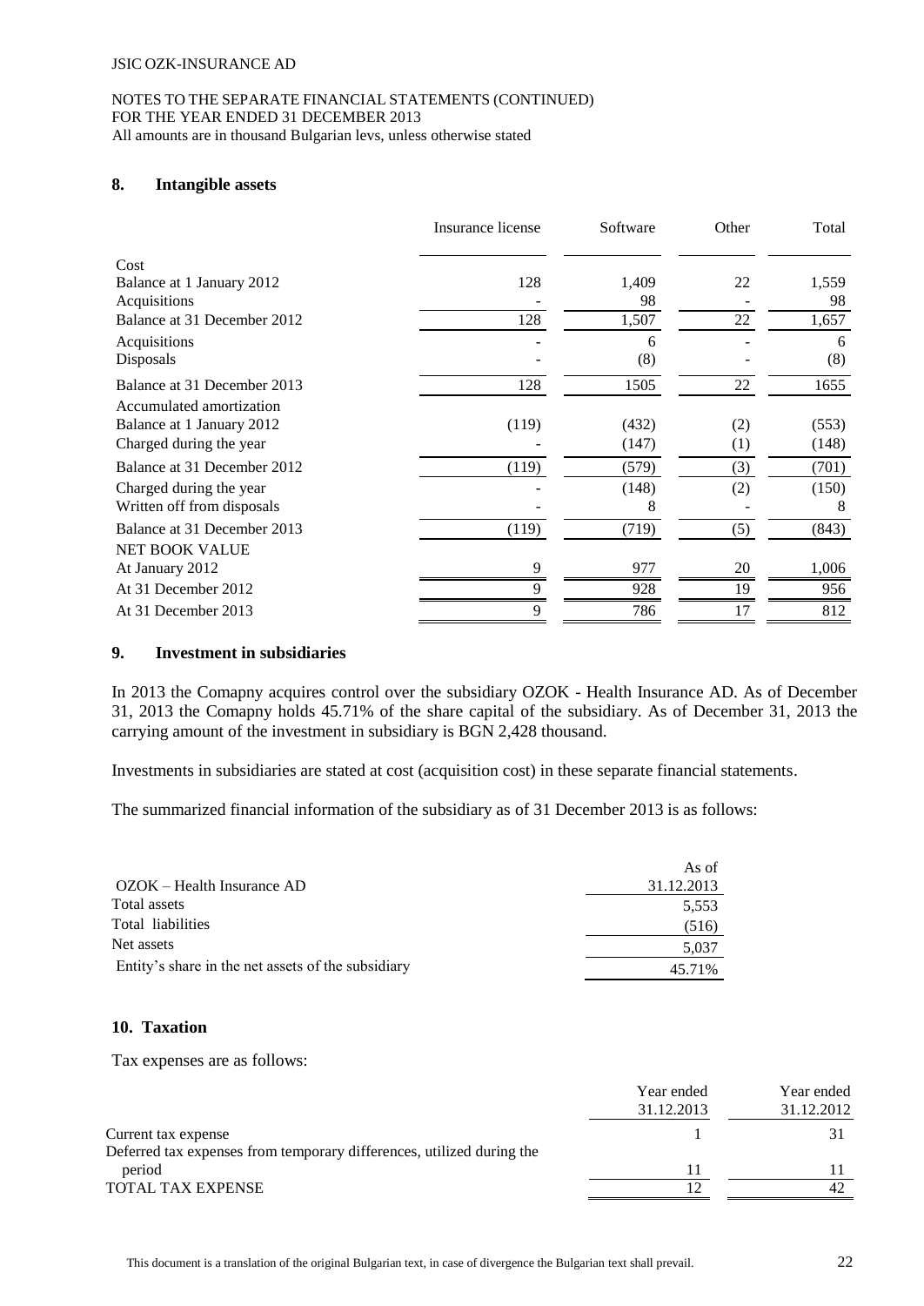## 8. Intangible assets

| | Insurance license | Software | Other | Total |
|---|---|---|---|---|
| Cost | | | | |
| Balance at 1 January 2012 | 128 | 1,409 | 22 | 1,559 |
| Acquisitions | - | 98 | - | 98 |
| Balance at 31 December 2012 | 128 | 1,507 | 22 | 1,657 |
| Acquisitions | - | 6 | - | 6 |
| Disposals | - | (8) | - | (8) |
| Balance at 31 December 2013 | 128 | 1505 | 22 | 1655 |
| Accumulated amortization | | | | |
| Balance at 1 January 2012 | (119) | (432) | (2) | (553) |
| Charged during the year | - | (147) | (1) | (148) |
| Balance at 31 December 2012 | (119) | (579) | (3) | (701) |
| Charged during the year | - | (148) | (2) | (150) |
| Written off from disposals | - | 8 | - | 8 |
| Balance at 31 December 2013 | (119) | (719) | (5) | (843) |
| NET BOOK VALUE | | | | |
| At January 2012 | 9 | 977 | 20 | 1,006 |
| At 31 December 2012 | 9 | 928 | 19 | 956 |
| At 31 December 2013 | 9 | 786 | 17 | 812 |

## 9. Investment in subsidiaries

In 2013 the Comapny acquires control over the subsidiary OZOK - Health Insurance AD. As of December 31, 2013 the Comapny holds 45.71% of the share capital of the subsidiary. As of December 31, 2013 the carrying amount of the investment in subsidiary is BGN 2,428 thousand.

Investments in subsidiaries are stated at cost (acquisition cost) in these separate financial statements.

The summarized financial information of the subsidiary as of 31 December 2013 is as follows:

| OZOK – Health Insurance AD | As of 31.12.2013 |
|---|---|
| Total assets | 5,553 |
| Total liabilities | (516) |
| Net assets | 5,037 |
| Entity's share in the net assets of the subsidiary | 45.71% |

## 10. Taxation

Tax expenses are as follows:

| | Year ended 31.12.2013 | Year ended 31.12.2012 |
|---|---|---|
| Current tax expense | 1 | 31 |
| Deferred tax expenses from temporary differences, utilized during the period | 11 | 11 |
| TOTAL TAX EXPENSE | 12 | 42 |

This document is a translation of the original Bulgarian text, in case of divergence the Bulgarian text shall prevail.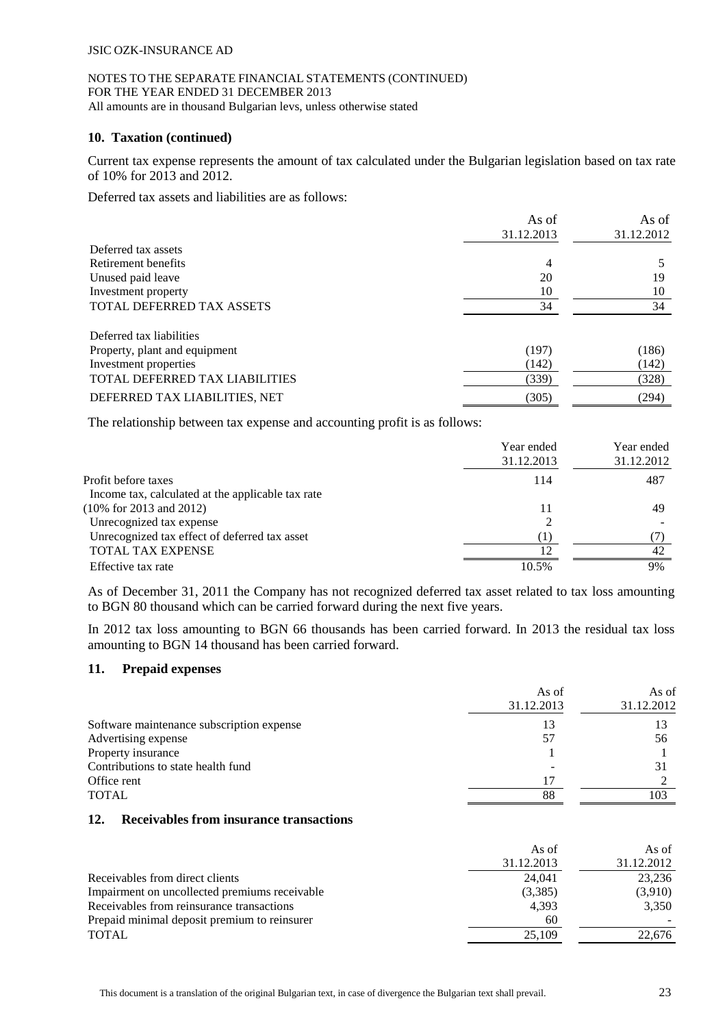## 10. Taxation (continued)

Current tax expense represents the amount of tax calculated under the Bulgarian legislation based on tax rate of 10% for 2013 and 2012.

Deferred tax assets and liabilities are as follows:

| | As of 31.12.2013 | As of 31.12.2012 |
|---|---|---|
| Deferred tax assets | | |
| Retirement benefits | 4 | 5 |
| Unused paid leave | 20 | 19 |
| Investment property | 10 | 10 |
| TOTAL DEFERRED TAX ASSETS | 34 | 34 |
| Deferred tax liabilities | | |
| Property, plant and equipment | (197) | (186) |
| Investment properties | (142) | (142) |
| TOTAL DEFERRED TAX LIABILITIES | (339) | (328) |
| DEFERRED TAX LIABILITIES, NET | (305) | (294) |

The relationship between tax expense and accounting profit is as follows:

| | Year ended 31.12.2013 | Year ended 31.12.2012 |
|---|---|---|
| Profit before taxes | 114 | 487 |
| Income tax, calculated at the applicable tax rate (10% for 2013 and 2012) | 11 | 49 |
| Unrecognized tax expense | 2 | - |
| Unrecognized tax effect of deferred tax asset | (1) | (7) |
| TOTAL TAX EXPENSE | 12 | 42 |
| Effective tax rate | 10.5% | 9% |

As of December 31, 2011 the Company has not recognized deferred tax asset related to tax loss amounting to BGN 80 thousand which can be carried forward during the next five years.

In 2012 tax loss amounting to BGN 66 thousands has been carried forward. In 2013 the residual tax loss amounting to BGN 14 thousand has been carried forward.

## 11. Prepaid expenses

| | As of 31.12.2013 | As of 31.12.2012 |
|---|---|---|
| Software maintenance subscription expense | 13 | 13 |
| Advertising expense | 57 | 56 |
| Property insurance | 1 | 1 |
| Contributions to state health fund | - | 31 |
| Office rent | 17 | 2 |
| TOTAL | 88 | 103 |

## 12. Receivables from insurance transactions

| | As of 31.12.2013 | As of 31.12.2012 |
|---|---|---|
| Receivables from direct clients | 24,041 | 23,236 |
| Impairment on uncollected premiums receivable | (3,385) | (3,910) |
| Receivables from reinsurance transactions | 4,393 | 3,350 |
| Prepaid minimal deposit premium to reinsurer | 60 | - |
| TOTAL | 25,109 | 22,676 |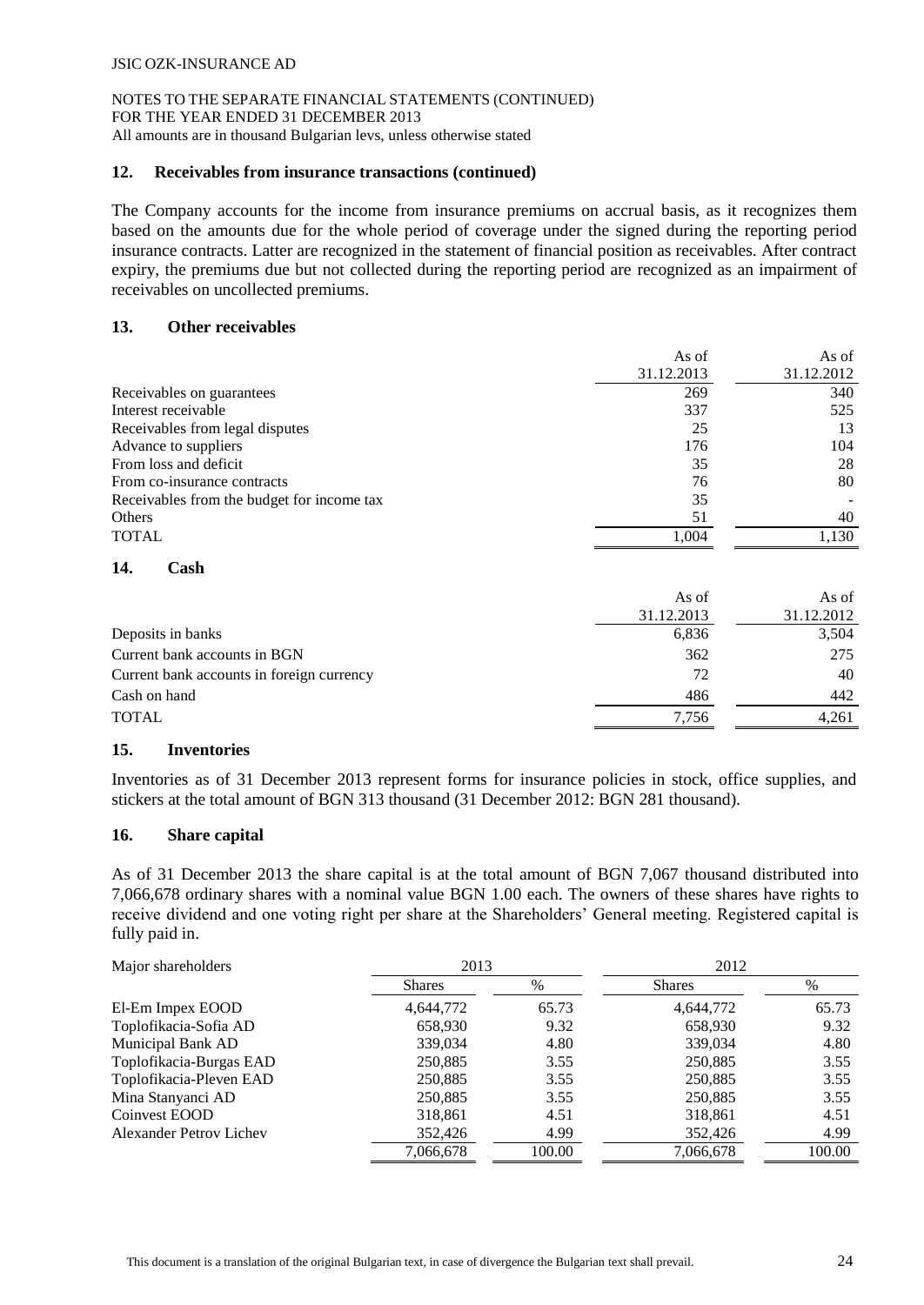## 12. Receivables from insurance transactions (continued)

The Company accounts for the income from insurance premiums on accrual basis, as it recognizes them based on the amounts due for the whole period of coverage under the signed during the reporting period insurance contracts. Latter are recognized in the statement of financial position as receivables. After contract expiry, the premiums due but not collected during the reporting period are recognized as an impairment of receivables on uncollected premiums.

## 13. Other receivables

| | As of 31.12.2013 | As of 31.12.2012 |
|---|---|---|
| Receivables on guarantees | 269 | 340 |
| Interest receivable | 337 | 525 |
| Receivables from legal disputes | 25 | 13 |
| Advance to suppliers | 176 | 104 |
| From loss and deficit | 35 | 28 |
| From co-insurance contracts | 76 | 80 |
| Receivables from the budget for income tax | 35 | - |
| Others | 51 | 40 |
| TOTAL | 1,004 | 1,130 |

## 14. Cash

| | As of 31.12.2013 | As of 31.12.2012 |
|---|---|---|
| Deposits in banks | 6,836 | 3,504 |
| Current bank accounts in BGN | 362 | 275 |
| Current bank accounts in foreign currency | 72 | 40 |
| Cash on hand | 486 | 442 |
| TOTAL | 7,756 | 4,261 |

## 15. Inventories

Inventories as of 31 December 2013 represent forms for insurance policies in stock, office supplies, and stickers at the total amount of BGN 313 thousand (31 December 2012: BGN 281 thousand).

## 16. Share capital

As of 31 December 2013 the share capital is at the total amount of BGN 7,067 thousand distributed into 7,066,678 ordinary shares with a nominal value BGN 1.00 each. The owners of these shares have rights to receive dividend and one voting right per share at the Shareholders' General meeting. Registered capital is fully paid in.

| Major shareholders | 2013 | | 2012 | |
|---|---|---|---|---|
| | Shares | % | Shares | % |
| El-Em Impex EOOD | 4,644,772 | 65.73 | 4,644,772 | 65.73 |
| Toplofikacia-Sofia AD | 658,930 | 9.32 | 658,930 | 9.32 |
| Municipal Bank AD | 339,034 | 4.80 | 339,034 | 4.80 |
| Toplofikacia-Burgas EAD | 250,885 | 3.55 | 250,885 | 3.55 |
| Toplofikacia-Pleven EAD | 250,885 | 3.55 | 250,885 | 3.55 |
| Mina Stanyanci AD | 250,885 | 3.55 | 250,885 | 3.55 |
| Coinvest EOOD | 318,861 | 4.51 | 318,861 | 4.51 |
| Alexander Petrov Lichev | 352,426 | 4.99 | 352,426 | 4.99 |
| | 7,066,678 | 100.00 | 7,066,678 | 100.00 |

This document is a translation of the original Bulgarian text, in case of divergence the Bulgarian text shall prevail.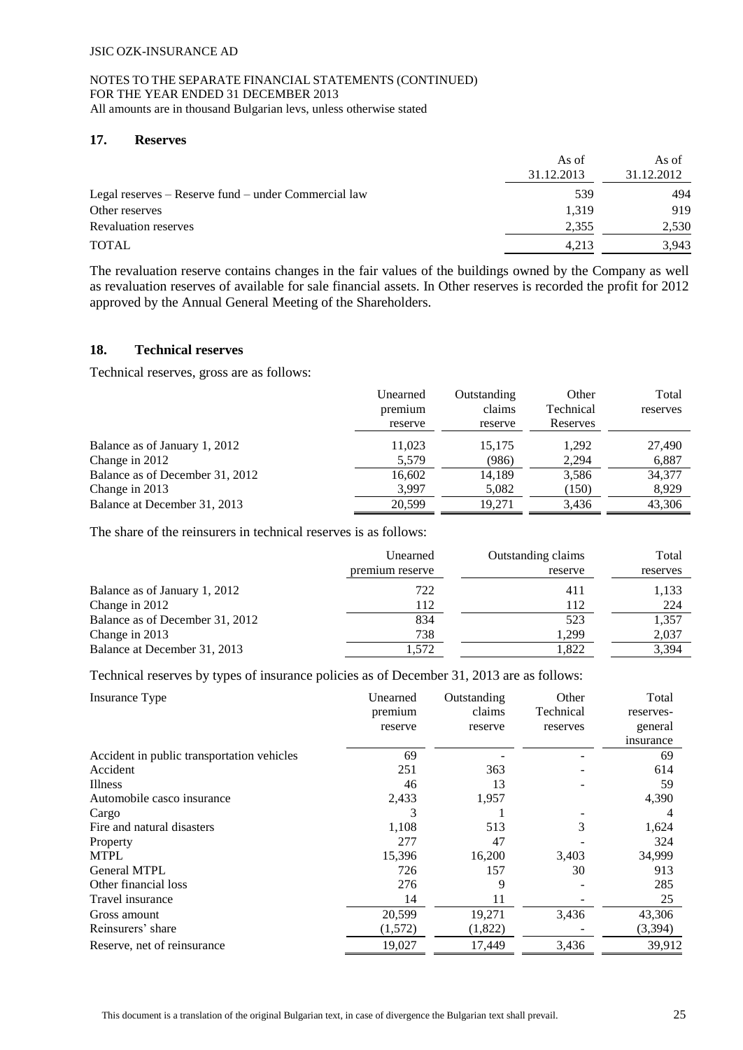## 17. Reserves

| | As of 31.12.2013 | As of 31.12.2012 |
|---|---|---|
| Legal reserves – Reserve fund – under Commercial law | 539 | 494 |
| Other reserves | 1,319 | 919 |
| Revaluation reserves | 2,355 | 2,530 |
| TOTAL | 4,213 | 3,943 |

The revaluation reserve contains changes in the fair values of the buildings owned by the Company as well as revaluation reserves of available for sale financial assets. In Other reserves is recorded the profit for 2012 approved by the Annual General Meeting of the Shareholders.

## 18. Technical reserves

Technical reserves, gross are as follows:

| | Unearned premium reserve | Outstanding claims reserve | Other Technical Reserves | Total reserves |
|---|---|---|---|---|
| Balance as of January 1, 2012 | 11,023 | 15,175 | 1,292 | 27,490 |
| Change in 2012 | 5,579 | (986) | 2,294 | 6,887 |
| Balance as of December 31, 2012 | 16,602 | 14,189 | 3,586 | 34,377 |
| Change in 2013 | 3,997 | 5,082 | (150) | 8,929 |
| Balance at December 31, 2013 | 20,599 | 19,271 | 3,436 | 43,306 |

The share of the reinsurers in technical reserves is as follows:

| | Unearned premium reserve | Outstanding claims reserve | Total reserves |
|---|---|---|---|
| Balance as of January 1, 2012 | 722 | 411 | 1,133 |
| Change in 2012 | 112 | 112 | 224 |
| Balance as of December 31, 2012 | 834 | 523 | 1,357 |
| Change in 2013 | 738 | 1,299 | 2,037 |
| Balance at December 31, 2013 | 1,572 | 1,822 | 3,394 |

Technical reserves by types of insurance policies as of December 31, 2013 are as follows:

| Insurance Type | Unearned premium reserve | Outstanding claims reserve | Other Technical reserves | Total reserves-general insurance |
|---|---|---|---|---|
| Accident in public transportation vehicles | 69 | - | - | 69 |
| Accident | 251 | 363 | - | 614 |
| Illness | 46 | 13 | - | 59 |
| Automobile casco insurance | 2,433 | 1,957 | | 4,390 |
| Cargo | 3 | 1 | - | 4 |
| Fire and natural disasters | 1,108 | 513 | 3 | 1,624 |
| Property | 277 | 47 | - | 324 |
| MTPL | 15,396 | 16,200 | 3,403 | 34,999 |
| General MTPL | 726 | 157 | 30 | 913 |
| Other financial loss | 276 | 9 | - | 285 |
| Travel insurance | 14 | 11 | - | 25 |
| Gross amount | 20,599 | 19,271 | 3,436 | 43,306 |
| Reinsurers' share | (1,572) | (1,822) | - | (3,394) |
| Reserve, net of reinsurance | 19,027 | 17,449 | 3,436 | 39,912 |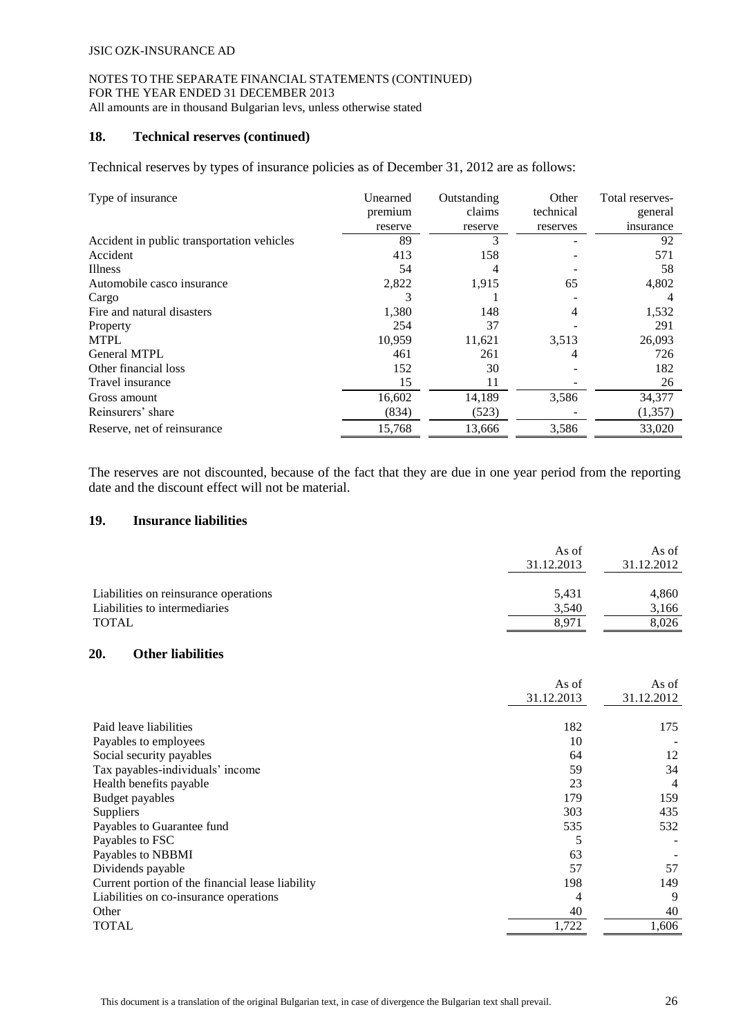## 18. Technical reserves (continued)

Technical reserves by types of insurance policies as of December 31, 2012 are as follows:

| Type of insurance | Unearned premium reserve | Outstanding claims reserve | Other technical reserves | Total reserves-general insurance |
|---|---|---|---|---|
| Accident in public transportation vehicles | 89 | 3 | - | 92 |
| Accident | 413 | 158 | - | 571 |
| Illness | 54 | 4 | - | 58 |
| Automobile casco insurance | 2,822 | 1,915 | 65 | 4,802 |
| Cargo | 3 | 1 | - | 4 |
| Fire and natural disasters | 1,380 | 148 | 4 | 1,532 |
| Property | 254 | 37 | - | 291 |
| MTPL | 10,959 | 11,621 | 3,513 | 26,093 |
| General MTPL | 461 | 261 | 4 | 726 |
| Other financial loss | 152 | 30 | - | 182 |
| Travel insurance | 15 | 11 | - | 26 |
| Gross amount | 16,602 | 14,189 | 3,586 | 34,377 |
| Reinsurers' share | (834) | (523) | - | (1,357) |
| Reserve, net of reinsurance | 15,768 | 13,666 | 3,586 | 33,020 |

The reserves are not discounted, because of the fact that they are due in one year period from the reporting date and the discount effect will not be material.

## 19. Insurance liabilities

| | As of 31.12.2013 | As of 31.12.2012 |
|---|---|---|
| Liabilities on reinsurance operations | 5,431 | 4,860 |
| Liabilities to intermediaries | 3,540 | 3,166 |
| TOTAL | 8,971 | 8,026 |

## 20. Other liabilities

| | As of 31.12.2013 | As of 31.12.2012 |
|---|---|---|
| Paid leave liabilities | 182 | 175 |
| Payables to employees | 10 | - |
| Social security payables | 64 | 12 |
| Tax payables-individuals' income | 59 | 34 |
| Health benefits payable | 23 | 4 |
| Budget payables | 179 | 159 |
| Suppliers | 303 | 435 |
| Payables to Guarantee fund | 535 | 532 |
| Payables to FSC | 5 | - |
| Payables to NBBMI | 63 | - |
| Dividends payable | 57 | 57 |
| Current portion of the financial lease liability | 198 | 149 |
| Liabilities on co-insurance operations | 4 | 9 |
| Other | 40 | 40 |
| TOTAL | 1,722 | 1,606 |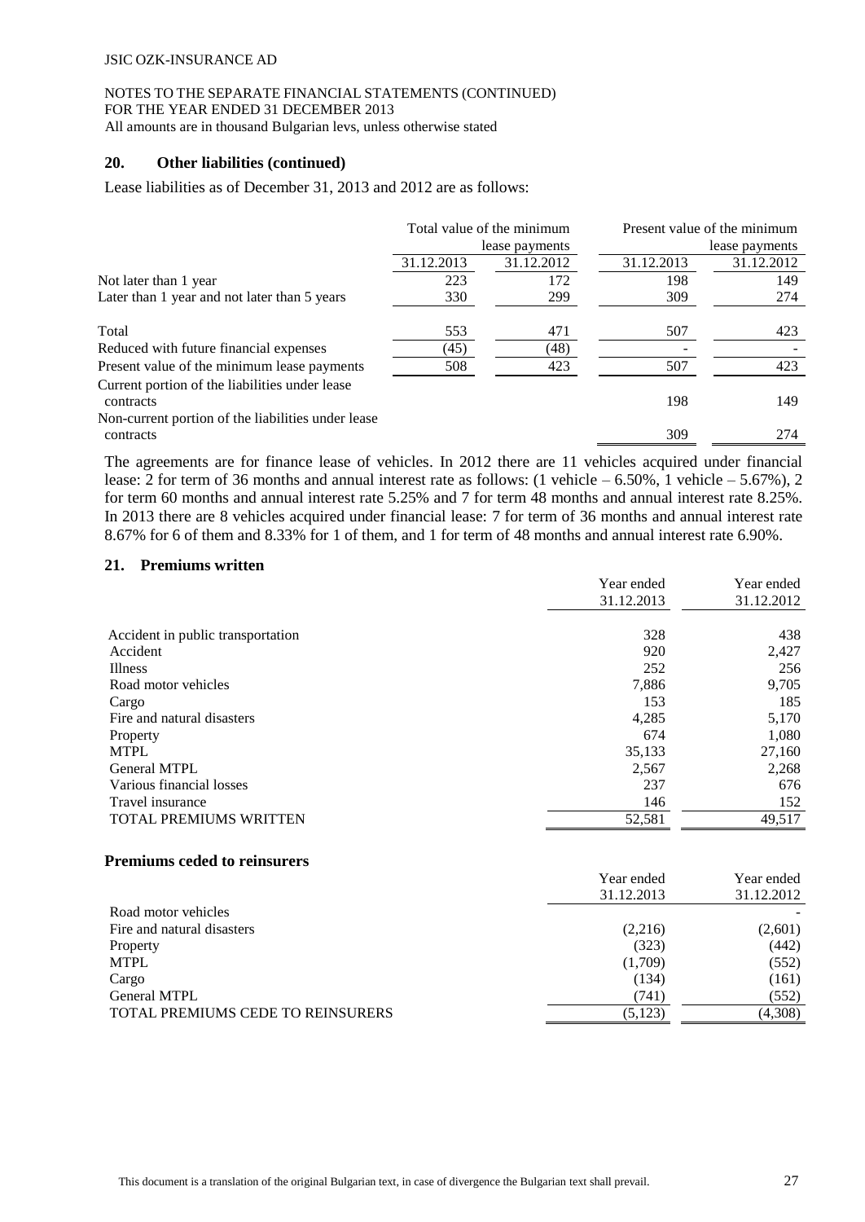## 20. Other liabilities (continued)

Lease liabilities as of December 31, 2013 and 2012 are as follows:

| | Total value of the minimum lease payments | | Present value of the minimum lease payments | |
|---|---|---|---|---|
| | 31.12.2013 | 31.12.2012 | 31.12.2013 | 31.12.2012 |
| Not later than 1 year | 223 | 172 | 198 | 149 |
| Later than 1 year and not later than 5 years | 330 | 299 | 309 | 274 |
| Total | 553 | 471 | 507 | 423 |
| Reduced with future financial expenses | (45) | (48) | - | - |
| Present value of the minimum lease payments | 508 | 423 | 507 | 423 |
| Current portion of the liabilities under lease contracts | | | 198 | 149 |
| Non-current portion of the liabilities under lease contracts | | | 309 | 274 |

The agreements are for finance lease of vehicles. In 2012 there are 11 vehicles acquired under financial lease: 2 for term of 36 months and annual interest rate as follows: (1 vehicle – 6.50%, 1 vehicle – 5.67%), 2 for term 60 months and annual interest rate 5.25% and 7 for term 48 months and annual interest rate 8.25%. In 2013 there are 8 vehicles acquired under financial lease: 7 for term of 36 months and annual interest rate 8.67% for 6 of them and 8.33% for 1 of them, and 1 for term of 48 months and annual interest rate 6.90%.

## 21. Premiums written

| | Year ended 31.12.2013 | Year ended 31.12.2012 |
|---|---|---|
| Accident in public transportation | 328 | 438 |
| Accident | 920 | 2,427 |
| Illness | 252 | 256 |
| Road motor vehicles | 7,886 | 9,705 |
| Cargo | 153 | 185 |
| Fire and natural disasters | 4,285 | 5,170 |
| Property | 674 | 1,080 |
| MTPL | 35,133 | 27,160 |
| General MTPL | 2,567 | 2,268 |
| Various financial losses | 237 | 676 |
| Travel insurance | 146 | 152 |
| TOTAL PREMIUMS WRITTEN | 52,581 | 49,517 |

### Premiums ceded to reinsurers

| | Year ended 31.12.2013 | Year ended 31.12.2012 |
|---|---|---|
| Road motor vehicles | | - |
| Fire and natural disasters | (2,216) | (2,601) |
| Property | (323) | (442) |
| MTPL | (1,709) | (552) |
| Cargo | (134) | (161) |
| General MTPL | (741) | (552) |
| TOTAL PREMIUMS CEDE TO REINSURERS | (5,123) | (4,308) |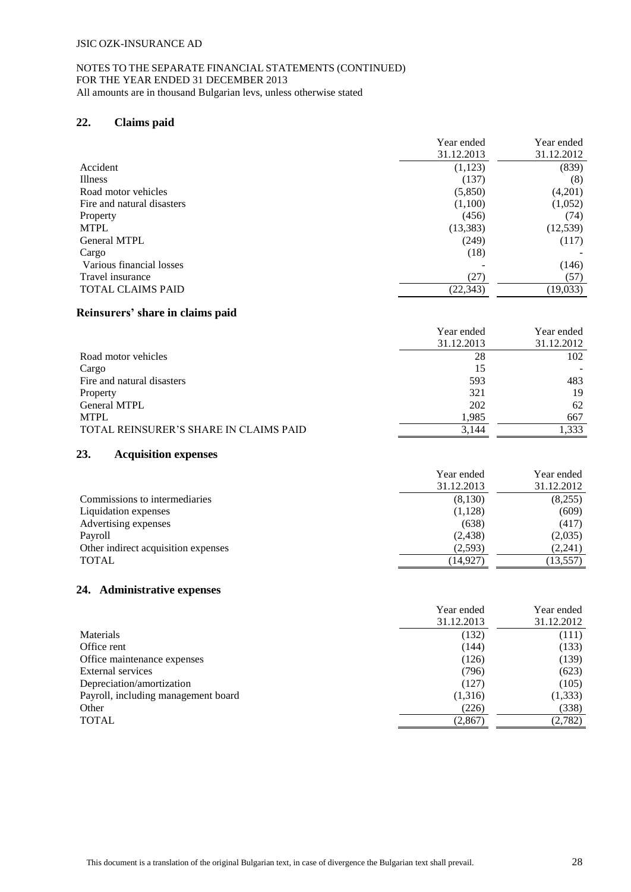## 22. Claims paid

| | Year ended 31.12.2013 | Year ended 31.12.2012 |
|---|---|---|
| Accident | (1,123) | (839) |
| Illness | (137) | (8) |
| Road motor vehicles | (5,850) | (4,201) |
| Fire and natural disasters | (1,100) | (1,052) |
| Property | (456) | (74) |
| MTPL | (13,383) | (12,539) |
| General MTPL | (249) | (117) |
| Cargo | (18) | - |
| Various financial losses | - | (146) |
| Travel insurance | (27) | (57) |
| TOTAL CLAIMS PAID | (22,343) | (19,033) |

### Reinsurers' share in claims paid

| | Year ended 31.12.2013 | Year ended 31.12.2012 |
|---|---|---|
| Road motor vehicles | 28 | 102 |
| Cargo | 15 | - |
| Fire and natural disasters | 593 | 483 |
| Property | 321 | 19 |
| General MTPL | 202 | 62 |
| MTPL | 1,985 | 667 |
| TOTAL REINSURER'S SHARE IN CLAIMS PAID | 3,144 | 1,333 |

## 23. Acquisition expenses

| | Year ended 31.12.2013 | Year ended 31.12.2012 |
|---|---|---|
| Commissions to intermediaries | (8,130) | (8,255) |
| Liquidation expenses | (1,128) | (609) |
| Advertising expenses | (638) | (417) |
| Payroll | (2,438) | (2,035) |
| Other indirect acquisition expenses | (2,593) | (2,241) |
| TOTAL | (14,927) | (13,557) |

## 24. Administrative expenses

| | Year ended 31.12.2013 | Year ended 31.12.2012 |
|---|---|---|
| Materials | (132) | (111) |
| Office rent | (144) | (133) |
| Office maintenance expenses | (126) | (139) |
| External services | (796) | (623) |
| Depreciation/amortization | (127) | (105) |
| Payroll, including management board | (1,316) | (1,333) |
| Other | (226) | (338) |
| TOTAL | (2,867) | (2,782) |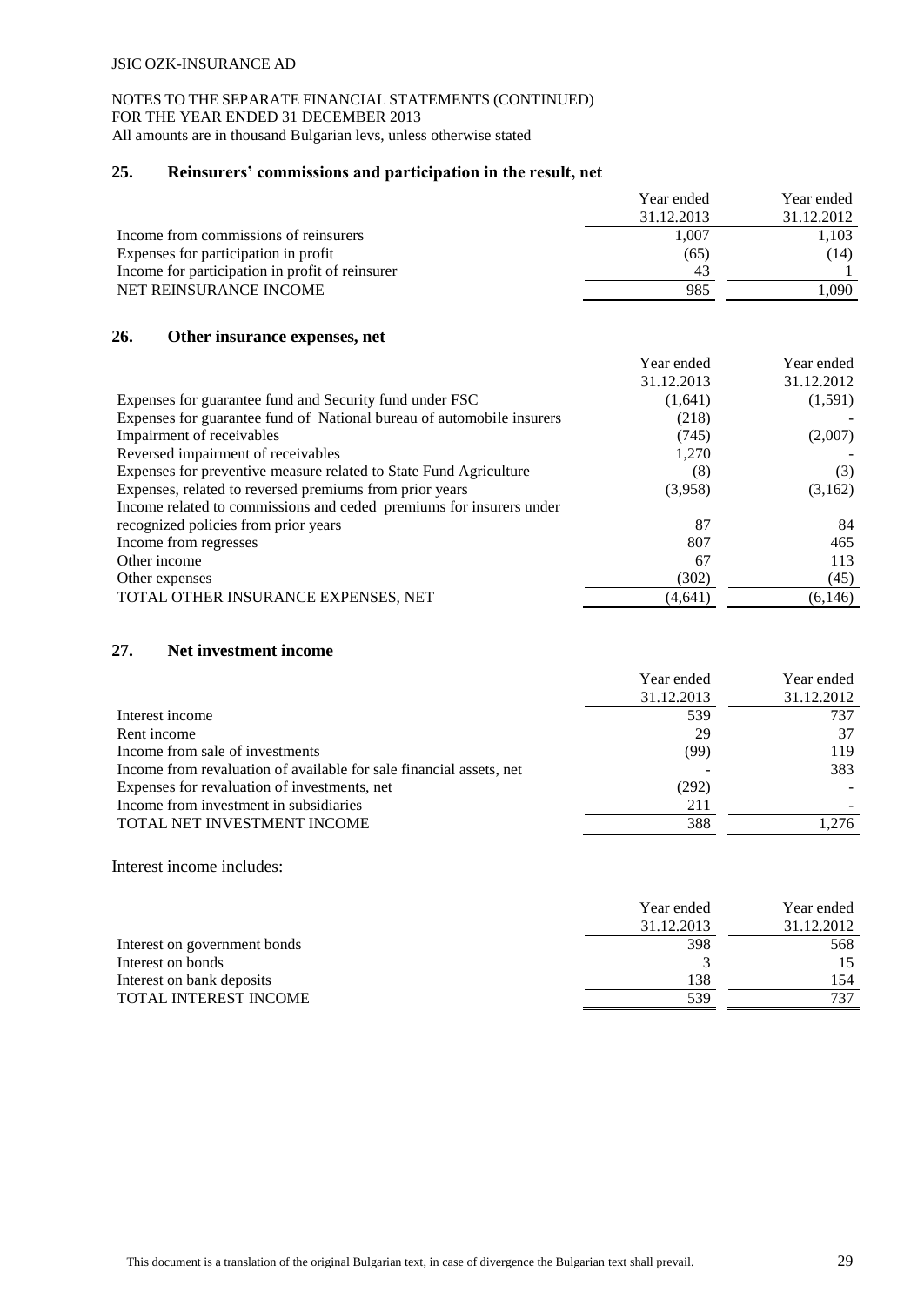## 25. Reinsurers' commissions and participation in the result, net

| | Year ended 31.12.2013 | Year ended 31.12.2012 |
|---|---|---|
| Income from commissions of reinsurers | 1,007 | 1,103 |
| Expenses for participation in profit | (65) | (14) |
| Income for participation in profit of reinsurer | 43 | 1 |
| NET REINSURANCE INCOME | 985 | 1,090 |

## 26. Other insurance expenses, net

| | Year ended 31.12.2013 | Year ended 31.12.2012 |
|---|---|---|
| Expenses for guarantee fund and Security fund under FSC | (1,641) | (1,591) |
| Expenses for guarantee fund of National bureau of automobile insurers | (218) | - |
| Impairment of receivables | (745) | (2,007) |
| Reversed impairment of receivables | 1,270 | - |
| Expenses for preventive measure related to State Fund Agriculture | (8) | (3) |
| Expenses, related to reversed premiums from prior years | (3,958) | (3,162) |
| Income related to commissions and ceded premiums for insurers under recognized policies from prior years | 87 | 84 |
| Income from regresses | 807 | 465 |
| Other income | 67 | 113 |
| Other expenses | (302) | (45) |
| TOTAL OTHER INSURANCE EXPENSES, NET | (4,641) | (6,146) |

## 27. Net investment income

| | Year ended 31.12.2013 | Year ended 31.12.2012 |
|---|---|---|
| Interest income | 539 | 737 |
| Rent income | 29 | 37 |
| Income from sale of investments | (99) | 119 |
| Income from revaluation of available for sale financial assets, net | - | 383 |
| Expenses for revaluation of investments, net | (292) | - |
| Income from investment in subsidiaries | 211 | - |
| TOTAL NET INVESTMENT INCOME | 388 | 1,276 |

Interest income includes:

| | Year ended 31.12.2013 | Year ended 31.12.2012 |
|---|---|---|
| Interest on government bonds | 398 | 568 |
| Interest on bonds | 3 | 15 |
| Interest on bank deposits | 138 | 154 |
| TOTAL INTEREST INCOME | 539 | 737 |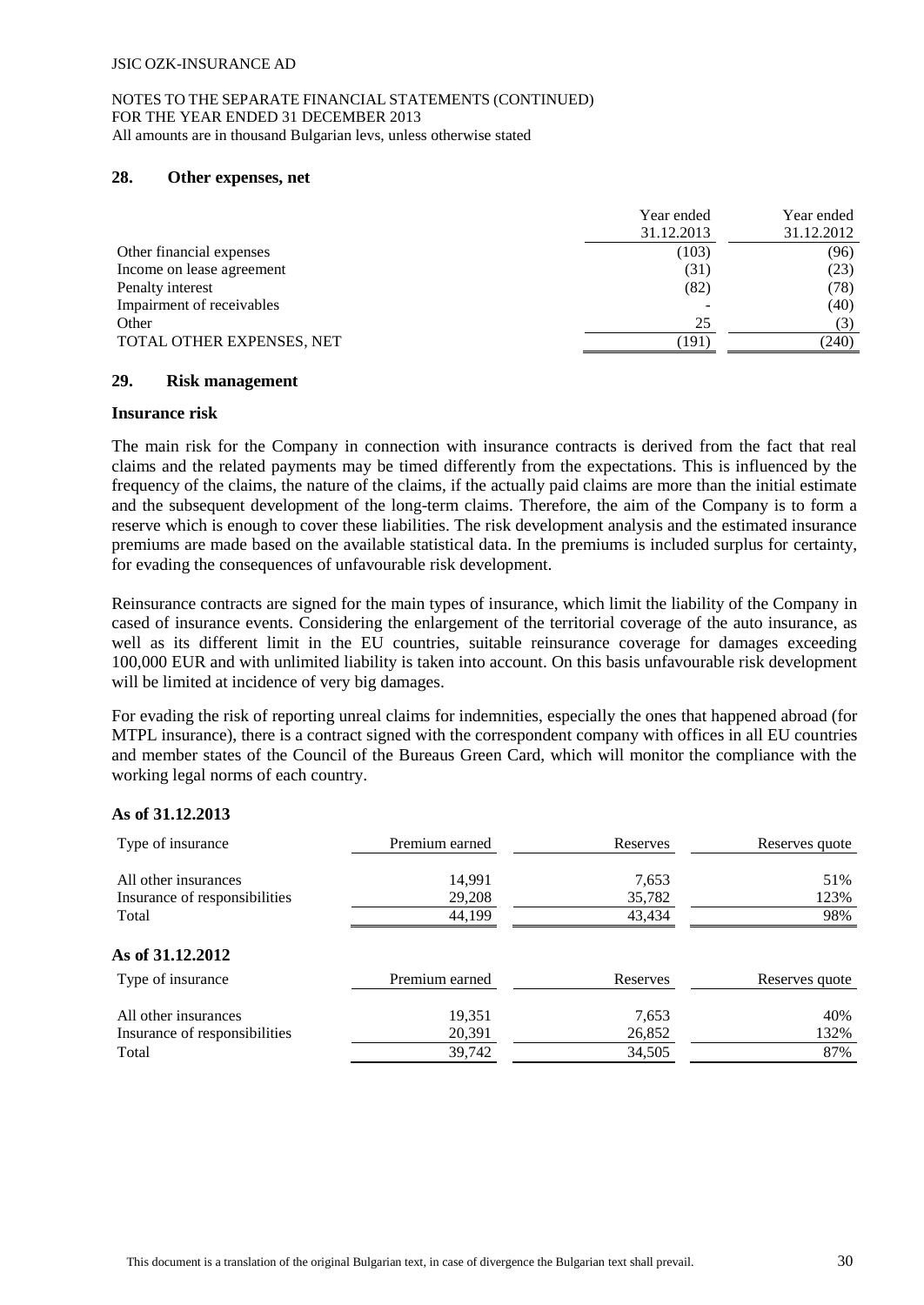## 28. Other expenses, net

| | Year ended 31.12.2013 | Year ended 31.12.2012 |
|---|---|---|
| Other financial expenses | (103) | (96) |
| Income on lease agreement | (31) | (23) |
| Penalty interest | (82) | (78) |
| Impairment of receivables | - | (40) |
| Other | 25 | (3) |
| TOTAL OTHER EXPENSES, NET | (191) | (240) |

## 29. Risk management

### Insurance risk

The main risk for the Company in connection with insurance contracts is derived from the fact that real claims and the related payments may be timed differently from the expectations. This is influenced by the frequency of the claims, the nature of the claims, if the actually paid claims are more than the initial estimate and the subsequent development of the long-term claims. Therefore, the aim of the Company is to form a reserve which is enough to cover these liabilities. The risk development analysis and the estimated insurance premiums are made based on the available statistical data. In the premiums is included surplus for certainty, for evading the consequences of unfavourable risk development.

Reinsurance contracts are signed for the main types of insurance, which limit the liability of the Company in cased of insurance events. Considering the enlargement of the territorial coverage of the auto insurance, as well as its different limit in the EU countries, suitable reinsurance coverage for damages exceeding 100,000 EUR and with unlimited liability is taken into account. On this basis unfavourable risk development will be limited at incidence of very big damages.

For evading the risk of reporting unreal claims for indemnities, especially the ones that happened abroad (for MTPL insurance), there is a contract signed with the correspondent company with offices in all EU countries and member states of the Council of the Bureaus Green Card, which will monitor the compliance with the working legal norms of each country.

**As of 31.12.2013**

| Type of insurance | Premium earned | Reserves | Reserves quote |
|---|---|---|---|
| All other insurances | 14,991 | 7,653 | 51% |
| Insurance of responsibilities | 29,208 | 35,782 | 123% |
| Total | 44,199 | 43,434 | 98% |

**As of 31.12.2012**

| Type of insurance | Premium earned | Reserves | Reserves quote |
|---|---|---|---|
| All other insurances | 19,351 | 7,653 | 40% |
| Insurance of responsibilities | 20,391 | 26,852 | 132% |
| Total | 39,742 | 34,505 | 87% |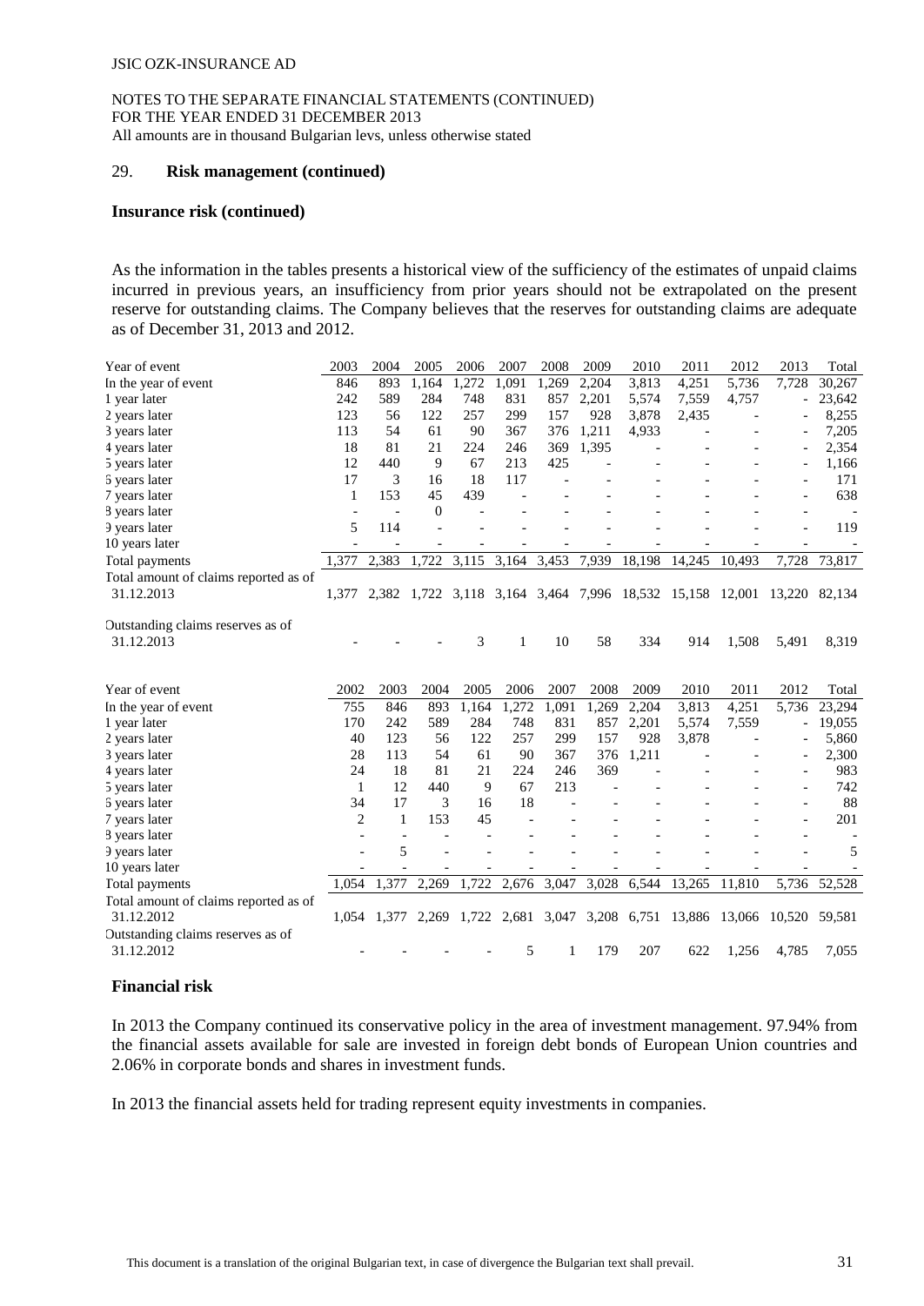## 29. **Risk management (continued)**

### **Insurance risk (continued)**

As the information in the tables presents a historical view of the sufficiency of the estimates of unpaid claims incurred in previous years, an insufficiency from prior years should not be extrapolated on the present reserve for outstanding claims. The Company believes that the reserves for outstanding claims are adequate as of December 31, 2013 and 2012.

| Year of event | 2003 | 2004 | 2005 | 2006 | 2007 | 2008 | 2009 | 2010 | 2011 | 2012 | 2013 | Total |
|---|---|---|---|---|---|---|---|---|---|---|---|---|
| In the year of event | 846 | 893 | 1,164 | 1,272 | 1,091 | 1,269 | 2,204 | 3,813 | 4,251 | 5,736 | 7,728 | 30,267 |
| 1 year later | 242 | 589 | 284 | 748 | 831 | 857 | 2,201 | 5,574 | 7,559 | 4,757 | - | 23,642 |
| 2 years later | 123 | 56 | 122 | 257 | 299 | 157 | 928 | 3,878 | 2,435 | - | - | 8,255 |
| 3 years later | 113 | 54 | 61 | 90 | 367 | 376 | 1,211 | 4,933 | - | - | - | 7,205 |
| 4 years later | 18 | 81 | 21 | 224 | 246 | 369 | 1,395 | - | - | - | - | 2,354 |
| 5 years later | 12 | 440 | 9 | 67 | 213 | 425 | - | - | - | - | - | 1,166 |
| 6 years later | 17 | 3 | 16 | 18 | 117 | - | - | - | - | - | - | 171 |
| 7 years later | 1 | 153 | 45 | 439 | - | - | - | - | - | - | - | 638 |
| 8 years later | - | - | 0 | - | - | - | - | - | - | - | - | - |
| 9 years later | 5 | 114 | - | - | - | - | - | - | - | - | - | 119 |
| 10 years later | - | - | - | - | - | - | - | - | - | - | - | - |
| Total payments | 1,377 | 2,383 | 1,722 | 3,115 | 3,164 | 3,453 | 7,939 | 18,198 | 14,245 | 10,493 | 7,728 | 73,817 |
| Total amount of claims reported as of 31.12.2013 | 1,377 | 2,382 | 1,722 | 3,118 | 3,164 | 3,464 | 7,996 | 18,532 | 15,158 | 12,001 | 13,220 | 82,134 |
| Outstanding claims reserves as of 31.12.2013 | - | - | - | 3 | 1 | 10 | 58 | 334 | 914 | 1,508 | 5,491 | 8,319 |

| Year of event | 2002 | 2003 | 2004 | 2005 | 2006 | 2007 | 2008 | 2009 | 2010 | 2011 | 2012 | Total |
|---|---|---|---|---|---|---|---|---|---|---|---|---|
| In the year of event | 755 | 846 | 893 | 1,164 | 1,272 | 1,091 | 1,269 | 2,204 | 3,813 | 4,251 | 5,736 | 23,294 |
| 1 year later | 170 | 242 | 589 | 284 | 748 | 831 | 857 | 2,201 | 5,574 | 7,559 | - | 19,055 |
| 2 years later | 40 | 123 | 56 | 122 | 257 | 299 | 157 | 928 | 3,878 | - | - | 5,860 |
| 3 years later | 28 | 113 | 54 | 61 | 90 | 367 | 376 | 1,211 | - | - | - | 2,300 |
| 4 years later | 24 | 18 | 81 | 21 | 224 | 246 | 369 | - | - | - | - | 983 |
| 5 years later | 1 | 12 | 440 | 9 | 67 | 213 | - | - | - | - | - | 742 |
| 6 years later | 34 | 17 | 3 | 16 | 18 | - | - | - | - | - | - | 88 |
| 7 years later | 2 | 1 | 153 | 45 | - | - | - | - | - | - | - | 201 |
| 8 years later | - | - | - | - | - | - | - | - | - | - | - | - |
| 9 years later | - | 5 | - | - | - | - | - | - | - | - | - | 5 |
| 10 years later | - | - | - | - | - | - | - | - | - | - | - | - |
| Total payments | 1,054 | 1,377 | 2,269 | 1,722 | 2,676 | 3,047 | 3,028 | 6,544 | 13,265 | 11,810 | 5,736 | 52,528 |
| Total amount of claims reported as of 31.12.2012 | 1,054 | 1,377 | 2,269 | 1,722 | 2,681 | 3,047 | 3,208 | 6,751 | 13,886 | 13,066 | 10,520 | 59,581 |
| Outstanding claims reserves as of 31.12.2012 | - | - | - | - | 5 | 1 | 179 | 207 | 622 | 1,256 | 4,785 | 7,055 |

### **Financial risk**

In 2013 the Company continued its conservative policy in the area of investment management. 97.94% from the financial assets available for sale are invested in foreign debt bonds of European Union countries and 2.06% in corporate bonds and shares in investment funds.

In 2013 the financial assets held for trading represent equity investments in companies.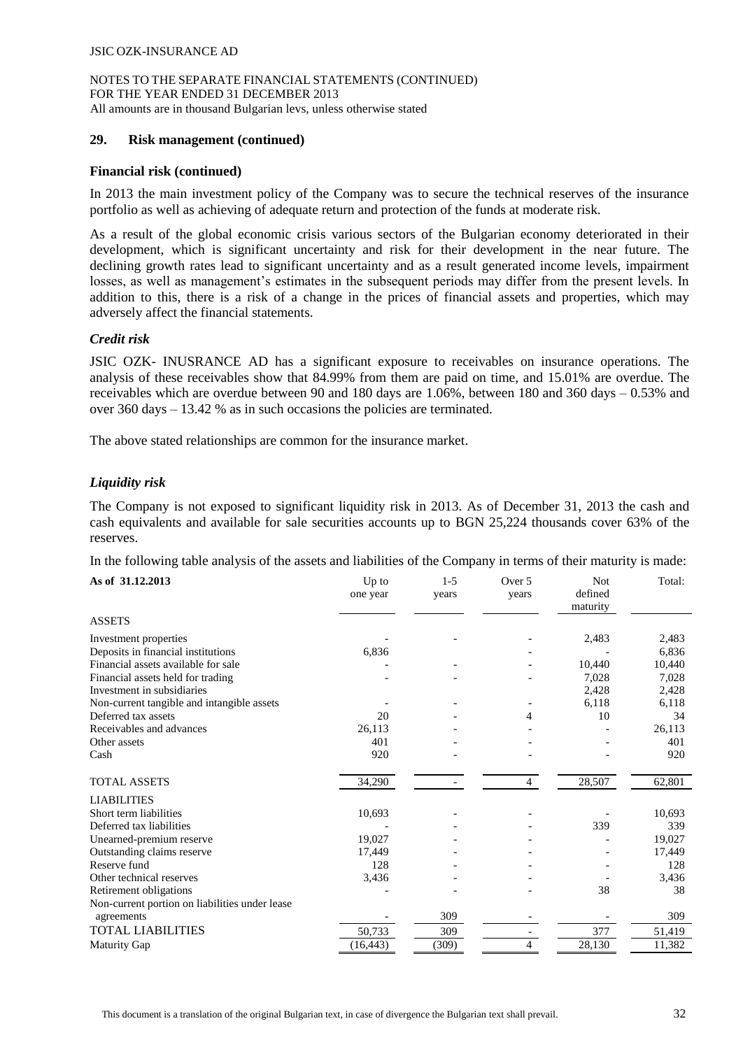## 29. Risk management (continued)

### Financial risk (continued)

In 2013 the main investment policy of the Company was to secure the technical reserves of the insurance portfolio as well as achieving of adequate return and protection of the funds at moderate risk.

As a result of the global economic crisis various sectors of the Bulgarian economy deteriorated in their development, which is significant uncertainty and risk for their development in the near future. The declining growth rates lead to significant uncertainty and as a result generated income levels, impairment losses, as well as management's estimates in the subsequent periods may differ from the present levels. In addition to this, there is a risk of a change in the prices of financial assets and properties, which may adversely affect the financial statements.

### *Credit risk*

JSIC OZK- INUSRANCE AD has a significant exposure to receivables on insurance operations. The analysis of these receivables show that 84.99% from them are paid on time, and 15.01% are overdue. The receivables which are overdue between 90 and 180 days are 1.06%, between 180 and 360 days – 0.53% and over 360 days – 13.42 % as in such occasions the policies are terminated.

The above stated relationships are common for the insurance market.

### *Liquidity risk*

The Company is not exposed to significant liquidity risk in 2013. As of December 31, 2013 the cash and cash equivalents and available for sale securities accounts up to BGN 25,224 thousands cover 63% of the reserves.

In the following table analysis of the assets and liabilities of the Company in terms of their maturity is made:

| As of 31.12.2013 | Up to one year | 1-5 years | Over 5 years | Not defined maturity | Total: |
|---|---|---|---|---|---|
| ASSETS | | | | | |
| Investment properties | - | - | - | 2,483 | 2,483 |
| Deposits in financial institutions | 6,836 | | - | - | 6,836 |
| Financial assets available for sale | - | - | - | 10,440 | 10,440 |
| Financial assets held for trading | - | - | - | 7,028 | 7,028 |
| Investment in subsidiaries | | | | 2,428 | 2,428 |
| Non-current tangible and intangible assets | - | - | - | 6,118 | 6,118 |
| Deferred tax assets | 20 | - | 4 | 10 | 34 |
| Receivables and advances | 26,113 | - | - | - | 26,113 |
| Other assets | 401 | - | - | - | 401 |
| Cash | 920 | - | - | - | 920 |
| TOTAL ASSETS | 34,290 | - | 4 | 28,507 | 62,801 |
| LIABILITIES | | | | | |
| Short term liabilities | 10,693 | - | - | - | 10,693 |
| Deferred tax liabilities | - | - | - | 339 | 339 |
| Unearned-premium reserve | 19,027 | - | - | - | 19,027 |
| Outstanding claims reserve | 17,449 | - | - | - | 17,449 |
| Reserve fund | 128 | - | - | - | 128 |
| Other technical reserves | 3,436 | - | - | - | 3,436 |
| Retirement obligations | - | - | - | 38 | 38 |
| Non-current portion on liabilities under lease agreements | - | 309 | - | - | 309 |
| TOTAL LIABILITIES | 50,733 | 309 | - | 377 | 51,419 |
| Maturity Gap | (16,443) | (309) | 4 | 28,130 | 11,382 |

This document is a translation of the original Bulgarian text, in case of divergence the Bulgarian text shall prevail.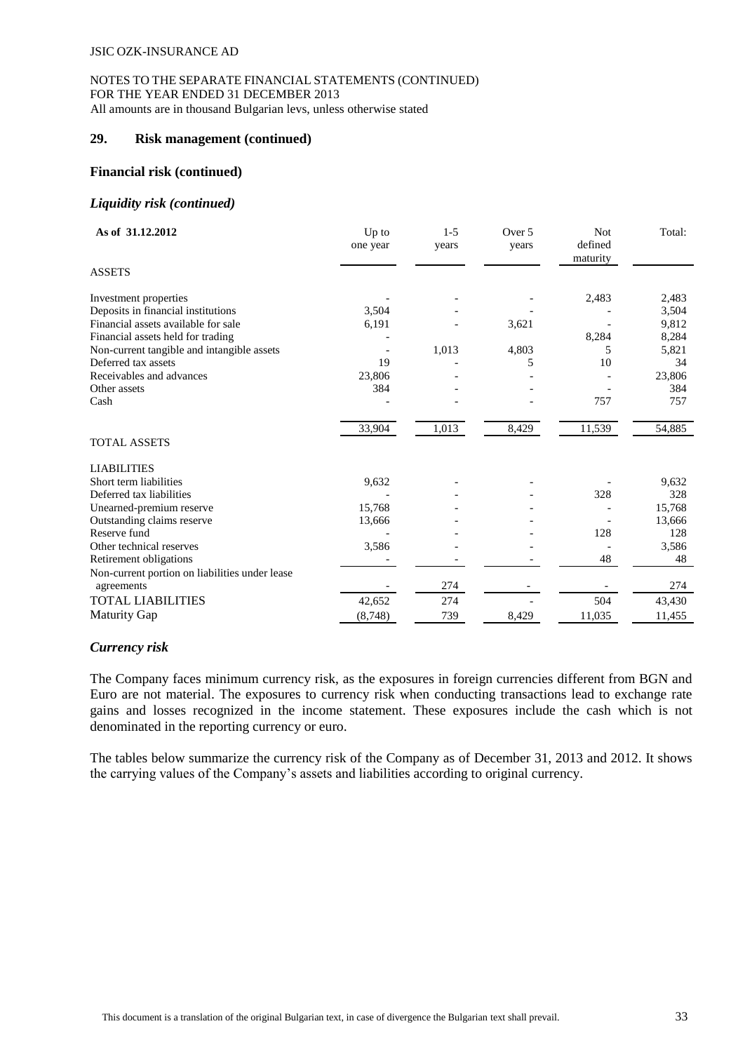## 29. Risk management (continued)

### Financial risk (continued)

#### *Liquidity risk (continued)*

| As of 31.12.2012 | Up to one year | 1-5 years | Over 5 years | Not defined maturity | Total: |
|---|---|---|---|---|---|
| ASSETS | | | | | |
| Investment properties | - | - | - | 2,483 | 2,483 |
| Deposits in financial institutions | 3,504 | - | - | - | 3,504 |
| Financial assets available for sale | 6,191 | - | 3,621 | - | 9,812 |
| Financial assets held for trading | - | | | 8,284 | 8,284 |
| Non-current tangible and intangible assets | - | 1,013 | 4,803 | 5 | 5,821 |
| Deferred tax assets | 19 | - | 5 | 10 | 34 |
| Receivables and advances | 23,806 | - | - | - | 23,806 |
| Other assets | 384 | - | - | - | 384 |
| Cash | - | - | - | 757 | 757 |
| | 33,904 | 1,013 | 8,429 | 11,539 | 54,885 |
| TOTAL ASSETS | | | | | |
| LIABILITIES | | | | | |
| Short term liabilities | 9,632 | - | - | - | 9,632 |
| Deferred tax liabilities | - | - | - | 328 | 328 |
| Unearned-premium reserve | 15,768 | - | - | - | 15,768 |
| Outstanding claims reserve | 13,666 | - | - | - | 13,666 |
| Reserve fund | - | - | - | 128 | 128 |
| Other technical reserves | 3,586 | - | - | - | 3,586 |
| Retirement obligations | - | - | - | 48 | 48 |
| Non-current portion on liabilities under lease agreements | - | 274 | - | - | 274 |
| TOTAL LIABILITIES | 42,652 | 274 | - | 504 | 43,430 |
| Maturity Gap | (8,748) | 739 | 8,429 | 11,035 | 11,455 |

#### *Currency risk*

The Company faces minimum currency risk, as the exposures in foreign currencies different from BGN and Euro are not material. The exposures to currency risk when conducting transactions lead to exchange rate gains and losses recognized in the income statement. These exposures include the cash which is not denominated in the reporting currency or euro.

The tables below summarize the currency risk of the Company as of December 31, 2013 and 2012. It shows the carrying values of the Company's assets and liabilities according to original currency.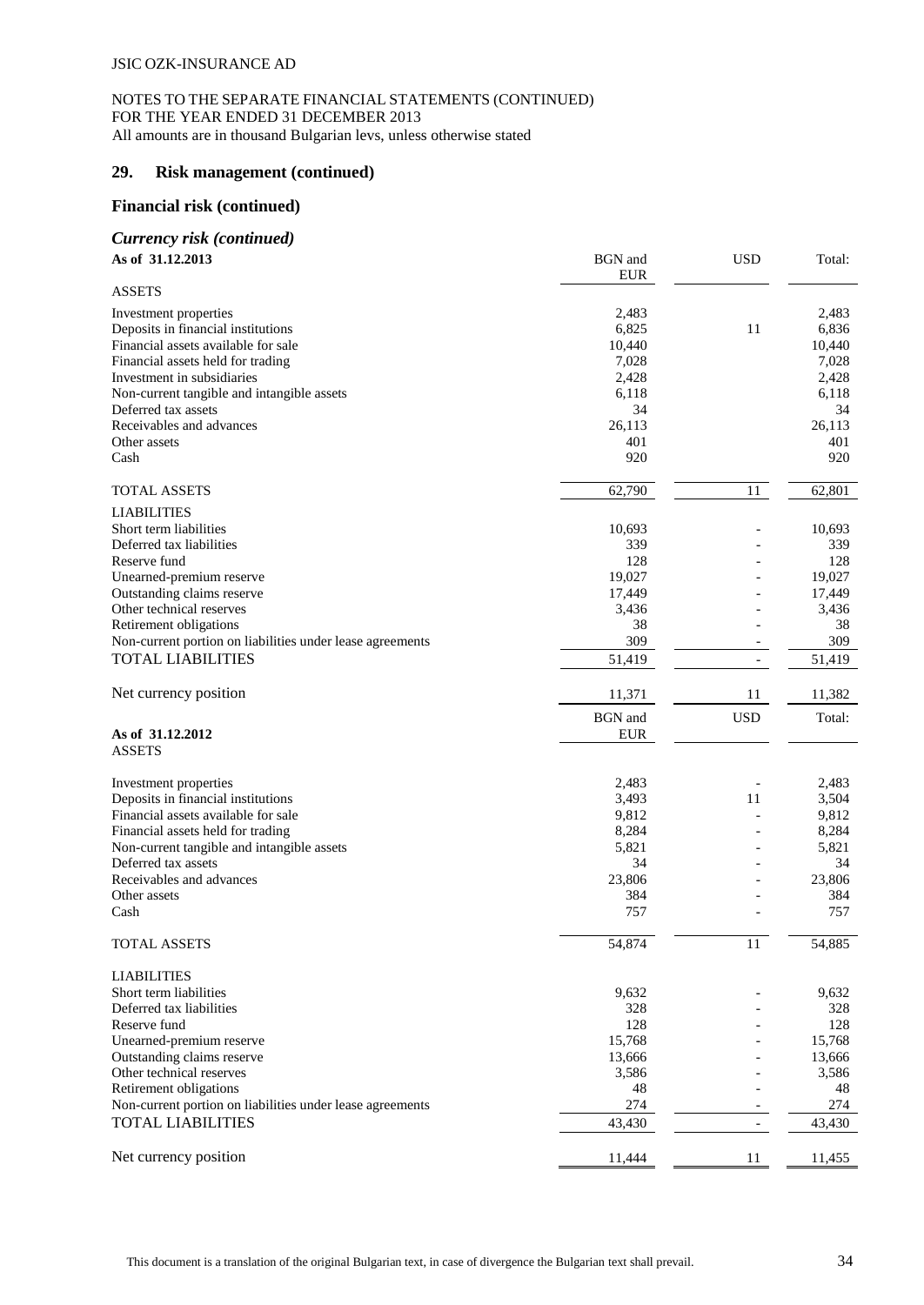## 29. Risk management (continued)

## Financial risk (continued)

### *Currency risk (continued)*

| **As of 31.12.2013** | BGN and EUR | USD | Total: |
|---|---|---|---|
| ASSETS | | | |
| Investment properties | 2,483 | | 2,483 |
| Deposits in financial institutions | 6,825 | 11 | 6,836 |
| Financial assets available for sale | 10,440 | | 10,440 |
| Financial assets held for trading | 7,028 | | 7,028 |
| Investment in subsidiaries | 2,428 | | 2,428 |
| Non-current tangible and intangible assets | 6,118 | | 6,118 |
| Deferred tax assets | 34 | | 34 |
| Receivables and advances | 26,113 | | 26,113 |
| Other assets | 401 | | 401 |
| Cash | 920 | | 920 |
| TOTAL ASSETS | 62,790 | 11 | 62,801 |
| LIABILITIES | | | |
| Short term liabilities | 10,693 | - | 10,693 |
| Deferred tax liabilities | 339 | - | 339 |
| Reserve fund | 128 | - | 128 |
| Unearned-premium reserve | 19,027 | - | 19,027 |
| Outstanding claims reserve | 17,449 | - | 17,449 |
| Other technical reserves | 3,436 | - | 3,436 |
| Retirement obligations | 38 | - | 38 |
| Non-current portion on liabilities under lease agreements | 309 | - | 309 |
| TOTAL LIABILITIES | 51,419 | - | 51,419 |
| Net currency position | 11,371 | 11 | 11,382 |

| **As of 31.12.2012** | BGN and EUR | USD | Total: |
|---|---|---|---|
| ASSETS | | | |
| Investment properties | 2,483 | - | 2,483 |
| Deposits in financial institutions | 3,493 | 11 | 3,504 |
| Financial assets available for sale | 9,812 | - | 9,812 |
| Financial assets held for trading | 8,284 | - | 8,284 |
| Non-current tangible and intangible assets | 5,821 | - | 5,821 |
| Deferred tax assets | 34 | - | 34 |
| Receivables and advances | 23,806 | - | 23,806 |
| Other assets | 384 | - | 384 |
| Cash | 757 | - | 757 |
| TOTAL ASSETS | 54,874 | 11 | 54,885 |
| LIABILITIES | | | |
| Short term liabilities | 9,632 | - | 9,632 |
| Deferred tax liabilities | 328 | - | 328 |
| Reserve fund | 128 | - | 128 |
| Unearned-premium reserve | 15,768 | - | 15,768 |
| Outstanding claims reserve | 13,666 | - | 13,666 |
| Other technical reserves | 3,586 | - | 3,586 |
| Retirement obligations | 48 | - | 48 |
| Non-current portion on liabilities under lease agreements | 274 | - | 274 |
| TOTAL LIABILITIES | 43,430 | - | 43,430 |
| Net currency position | 11,444 | 11 | 11,455 |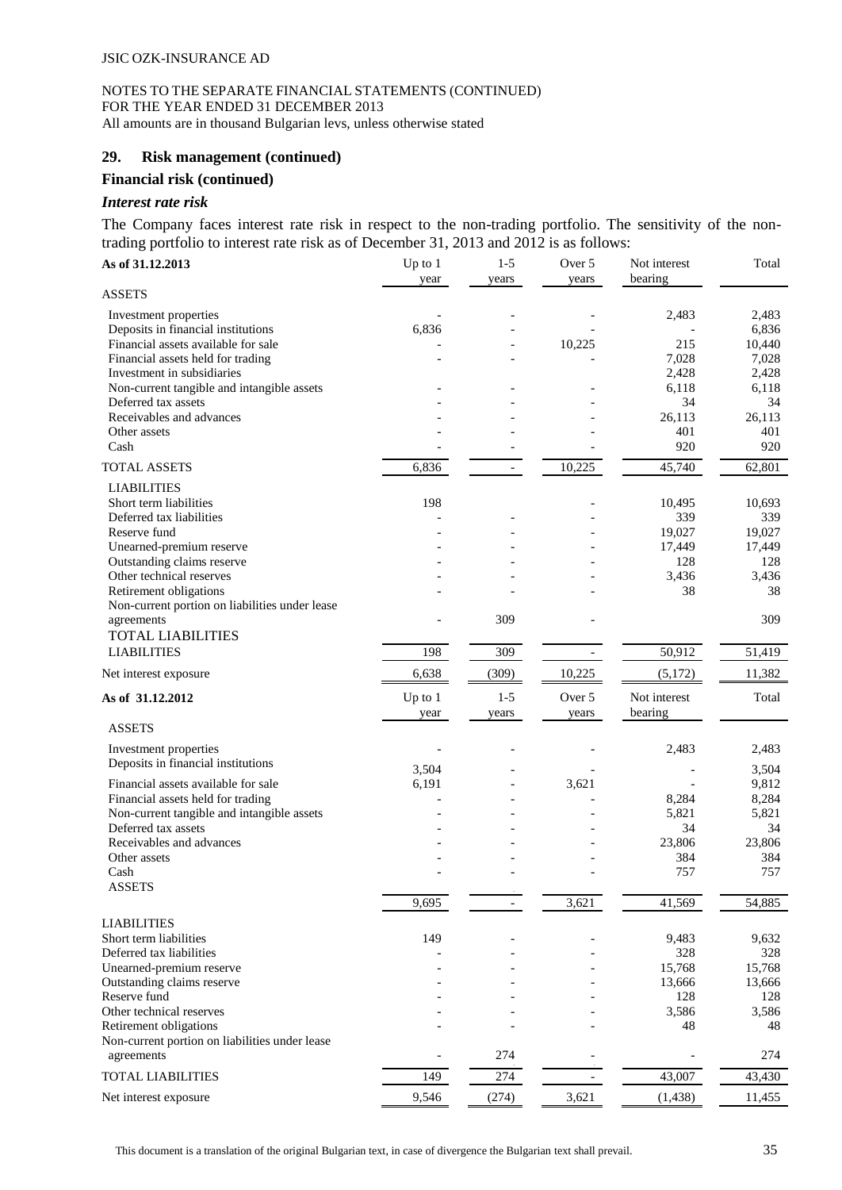JSIC OZK-INSURANCE AD

NOTES TO THE SEPARATE FINANCIAL STATEMENTS (CONTINUED)
FOR THE YEAR ENDED 31 DECEMBER 2013
All amounts are in thousand Bulgarian levs, unless otherwise stated

## 29. Risk management (continued)

### Financial risk (continued)

#### *Interest rate risk*

The Company faces interest rate risk in respect to the non-trading portfolio. The sensitivity of the non-trading portfolio to interest rate risk as of December 31, 2013 and 2012 is as follows:

| **As of 31.12.2013** | Up to 1 year | 1-5 years | Over 5 years | Not interest bearing | Total |
|---|---|---|---|---|---|
| ASSETS | | | | | |
| Investment properties | - | - | - | 2,483 | 2,483 |
| Deposits in financial institutions | 6,836 | - | - | - | 6,836 |
| Financial assets available for sale | - | - | 10,225 | 215 | 10,440 |
| Financial assets held for trading | - | - | - | 7,028 | 7,028 |
| Investment in subsidiaries | | | | 2,428 | 2,428 |
| Non-current tangible and intangible assets | - | - | - | 6,118 | 6,118 |
| Deferred tax assets | - | - | - | 34 | 34 |
| Receivables and advances | - | - | - | 26,113 | 26,113 |
| Other assets | - | - | - | 401 | 401 |
| Cash | - | - | - | 920 | 920 |
| TOTAL ASSETS | 6,836 | - | 10,225 | 45,740 | 62,801 |
| LIABILITIES | | | | | |
| Short term liabilities | 198 | | - | 10,495 | 10,693 |
| Deferred tax liabilities | - | - | - | 339 | 339 |
| Reserve fund | - | - | - | 19,027 | 19,027 |
| Unearned-premium reserve | - | - | - | 17,449 | 17,449 |
| Outstanding claims reserve | - | - | - | 128 | 128 |
| Other technical reserves | - | - | - | 3,436 | 3,436 |
| Retirement obligations | - | - | - | 38 | 38 |
| Non-current portion on liabilities under lease agreements | - | 309 | - | | 309 |
| TOTAL LIABILITIES | 198 | 309 | - | 50,912 | 51,419 |
| Net interest exposure | 6,638 | (309) | 10,225 | (5,172) | 11,382 |

| **As of 31.12.2012** | Up to 1 year | 1-5 years | Over 5 years | Not interest bearing | Total |
|---|---|---|---|---|---|
| ASSETS | | | | | |
| Investment properties | - | - | - | 2,483 | 2,483 |
| Deposits in financial institutions | 3,504 | - | - | - | 3,504 |
| Financial assets available for sale | 6,191 | - | 3,621 | - | 9,812 |
| Financial assets held for trading | - | - | - | 8,284 | 8,284 |
| Non-current tangible and intangible assets | - | - | - | 5,821 | 5,821 |
| Deferred tax assets | - | - | - | 34 | 34 |
| Receivables and advances | - | - | - | 23,806 | 23,806 |
| Other assets | - | - | - | 384 | 384 |
| Cash | - | - | - | 757 | 757 |
| ASSETS | 9,695 | - | 3,621 | 41,569 | 54,885 |
| LIABILITIES | | | | | |
| Short term liabilities | 149 | - | - | 9,483 | 9,632 |
| Deferred tax liabilities | - | - | - | 328 | 328 |
| Unearned-premium reserve | - | - | - | 15,768 | 15,768 |
| Outstanding claims reserve | - | - | - | 13,666 | 13,666 |
| Reserve fund | - | - | - | 128 | 128 |
| Other technical reserves | - | - | - | 3,586 | 3,586 |
| Retirement obligations | - | - | - | 48 | 48 |
| Non-current portion on liabilities under lease agreements | - | 274 | - | - | 274 |
| TOTAL LIABILITIES | 149 | 274 | - | 43,007 | 43,430 |
| Net interest exposure | 9,546 | (274) | 3,621 | (1,438) | 11,455 |

This document is a translation of the original Bulgarian text, in case of divergence the Bulgarian text shall prevail.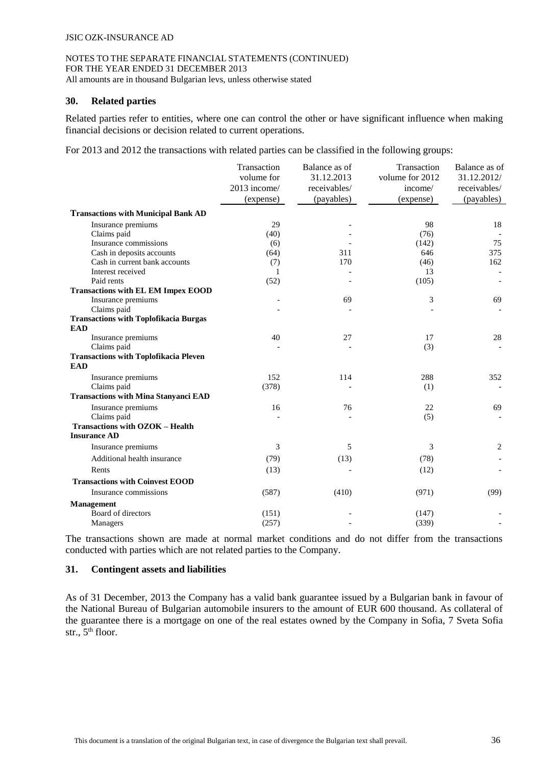## 30. Related parties

Related parties refer to entities, where one can control the other or have significant influence when making financial decisions or decision related to current operations.

For 2013 and 2012 the transactions with related parties can be classified in the following groups:

| | Transaction volume for 2013 income/ (expense) | Balance as of 31.12.2013 receivables/ (payables) | Transaction volume for 2012 income/ (expense) | Balance as of 31.12.2012/ receivables/ (payables) |
|---|---|---|---|---|
| **Transactions with Municipal Bank AD** | | | | |
| Insurance premiums | 29 | - | 98 | 18 |
| Claims paid | (40) | - | (76) | - |
| Insurance commissions | (6) | - | (142) | 75 |
| Cash in deposits accounts | (64) | 311 | 646 | 375 |
| Cash in current bank accounts | (7) | 170 | (46) | 162 |
| Interest received | 1 | - | 13 | - |
| Paid rents | (52) | - | (105) | - |
| **Transactions with EL EM Impex EOOD** | | | | |
| Insurance premiums | - | 69 | 3 | 69 |
| Claims paid | - | - | - | - |
| **Transactions with Toplofikacia Burgas EAD** | | | | |
| Insurance premiums | 40 | 27 | 17 | 28 |
| Claims paid | - | - | (3) | - |
| **Transactions with Toplofikacia Pleven EAD** | | | | |
| Insurance premiums | 152 | 114 | 288 | 352 |
| Claims paid | (378) | - | (1) | - |
| **Transactions with Mina Stanyanci EAD** | | | | |
| Insurance premiums | 16 | 76 | 22 | 69 |
| Claims paid | - | - | (5) | - |
| **Transactions with OZOK – Health Insurance AD** | | | | |
| Insurance premiums | 3 | 5 | 3 | 2 |
| Additional health insurance | (79) | (13) | (78) | - |
| Rents | (13) | - | (12) | - |
| **Transactions with Coinvest EOOD** | | | | |
| Insurance commissions | (587) | (410) | (971) | (99) |
| **Management** | | | | |
| Board of directors | (151) | - | (147) | - |
| Managers | (257) | - | (339) | - |

The transactions shown are made at normal market conditions and do not differ from the transactions conducted with parties which are not related parties to the Company.

## 31. Contingent assets and liabilities

As of 31 December, 2013 the Company has a valid bank guarantee issued by a Bulgarian bank in favour of the National Bureau of Bulgarian automobile insurers to the amount of EUR 600 thousand. As collateral of the guarantee there is a mortgage on one of the real estates owned by the Company in Sofia, 7 Sveta Sofia str., 5th floor.